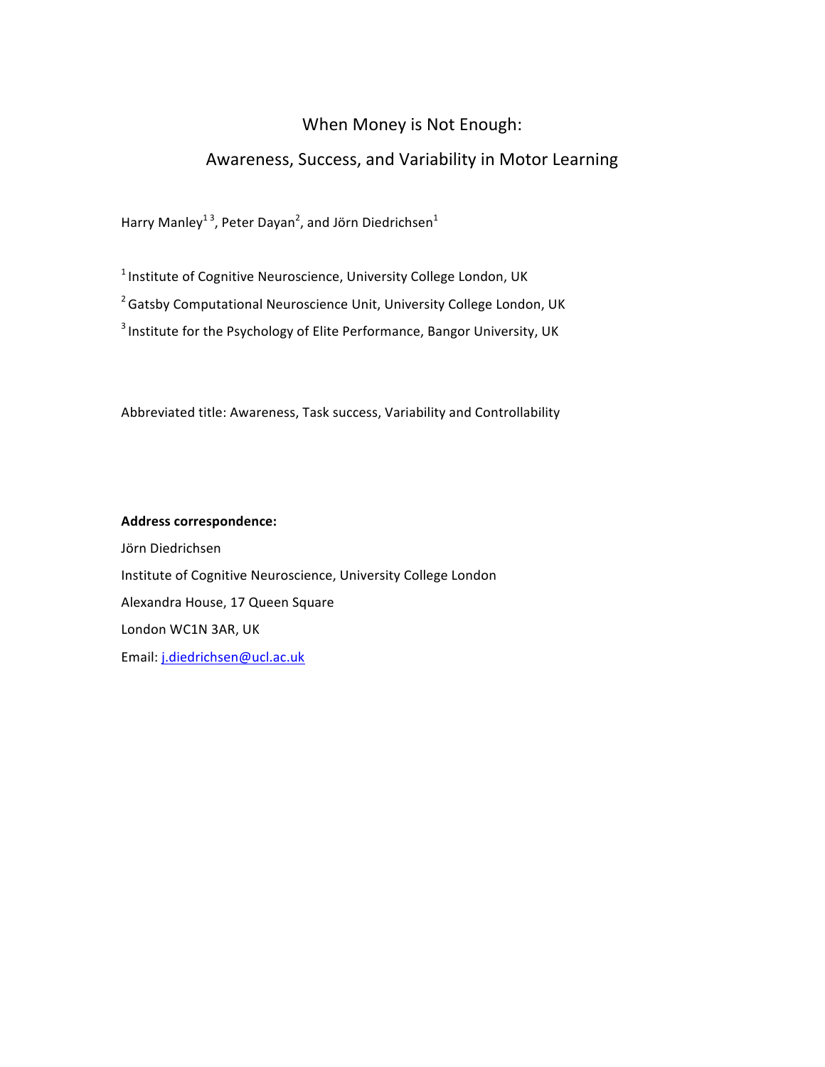# When Money is Not Enough:

# Awareness, Success, and Variability in Motor Learning

Harry Manley[1 3], Peter Dayan[2], and Jörn Diedrichsen[1]

[1] Institute of Cognitive Neuroscience, University College London, UK

[2] Gatsby Computational Neuroscience Unit, University College London, UK

[3] Institute for the Psychology of Elite Performance, Bangor University, UK

Abbreviated title: Awareness, Task success, Variability and Controllability

**Address correspondence:**

Jörn Diedrichsen

Institute of Cognitive Neuroscience, University College London

Alexandra House, 17 Queen Square

London WC1N 3AR, UK

Email: j.diedrichsen@ucl.ac.uk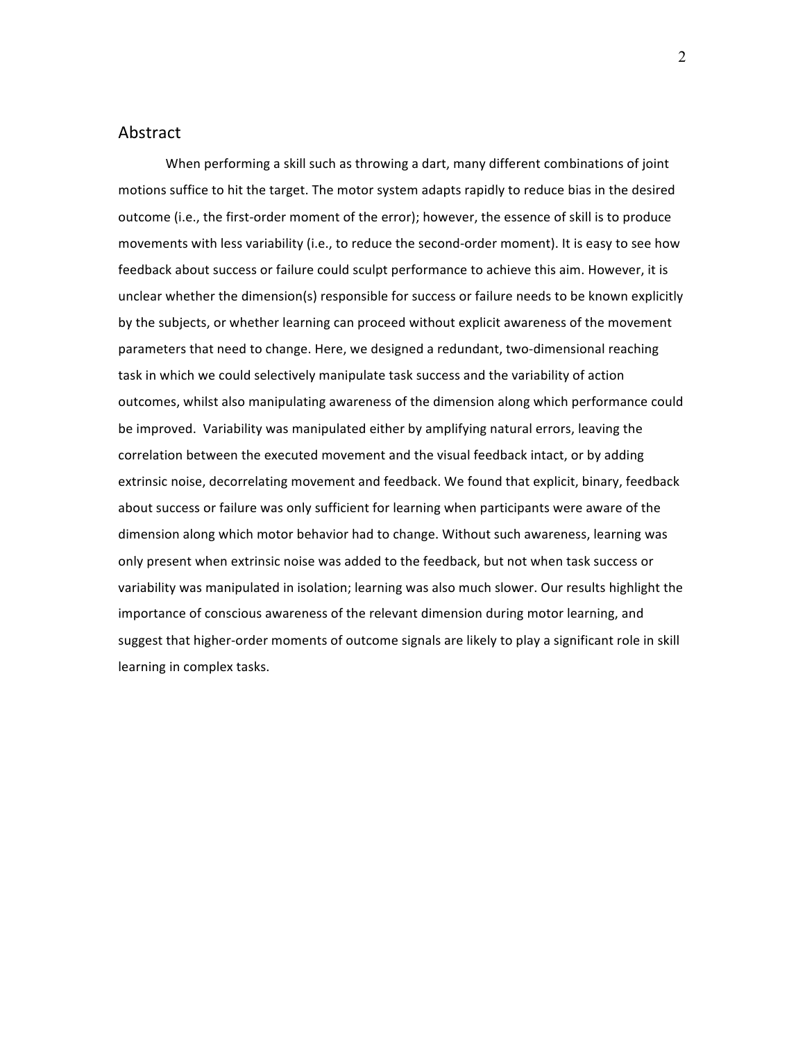## Abstract

When performing a skill such as throwing a dart, many different combinations of joint motions suffice to hit the target. The motor system adapts rapidly to reduce bias in the desired outcome (i.e., the first-order moment of the error); however, the essence of skill is to produce movements with less variability (i.e., to reduce the second-order moment). It is easy to see how feedback about success or failure could sculpt performance to achieve this aim. However, it is unclear whether the dimension(s) responsible for success or failure needs to be known explicitly by the subjects, or whether learning can proceed without explicit awareness of the movement parameters that need to change. Here, we designed a redundant, two-dimensional reaching task in which we could selectively manipulate task success and the variability of action outcomes, whilst also manipulating awareness of the dimension along which performance could be improved. Variability was manipulated either by amplifying natural errors, leaving the correlation between the executed movement and the visual feedback intact, or by adding extrinsic noise, decorrelating movement and feedback. We found that explicit, binary, feedback about success or failure was only sufficient for learning when participants were aware of the dimension along which motor behavior had to change. Without such awareness, learning was only present when extrinsic noise was added to the feedback, but not when task success or variability was manipulated in isolation; learning was also much slower. Our results highlight the importance of conscious awareness of the relevant dimension during motor learning, and suggest that higher-order moments of outcome signals are likely to play a significant role in skill learning in complex tasks.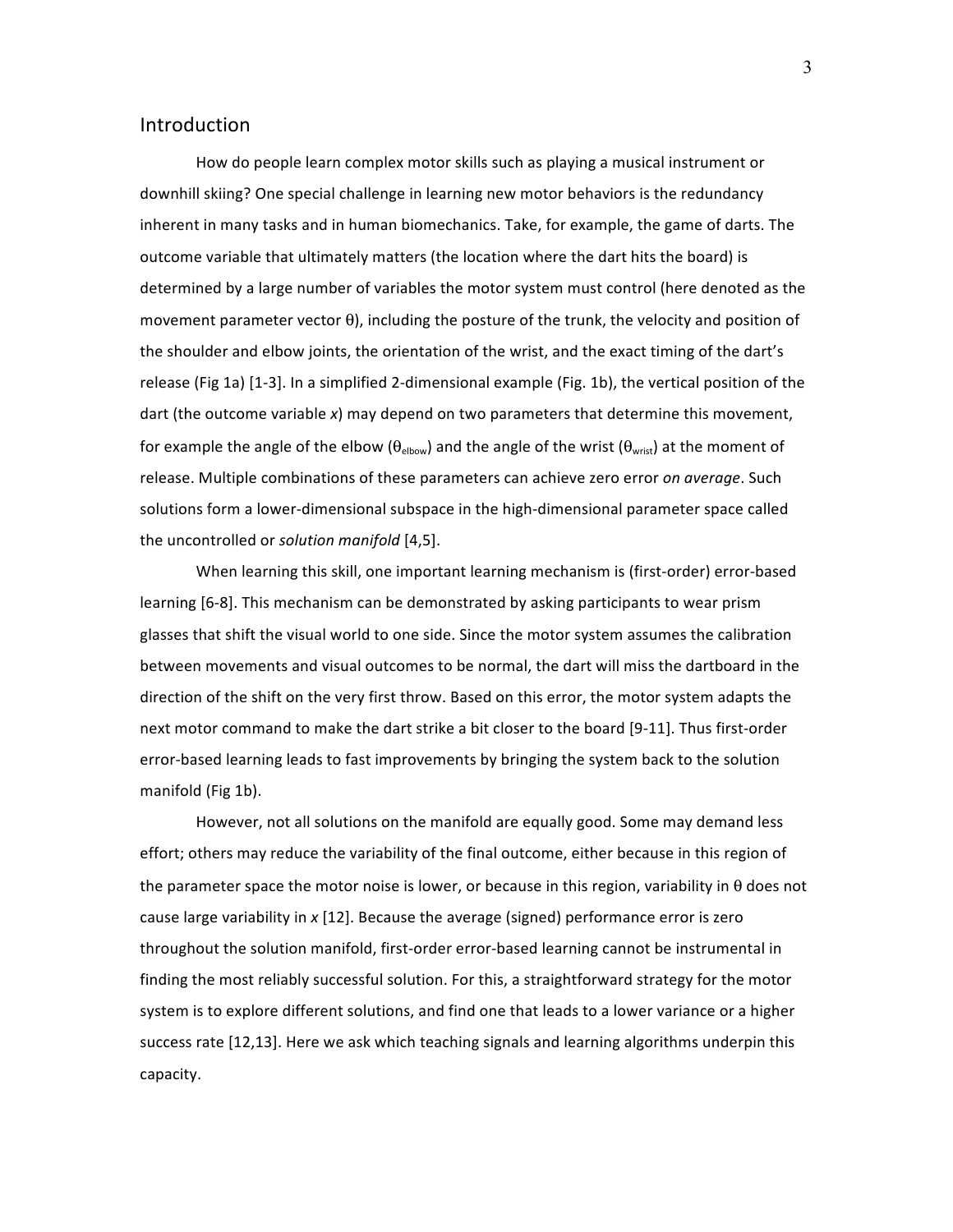## Introduction

How do people learn complex motor skills such as playing a musical instrument or downhill skiing? One special challenge in learning new motor behaviors is the redundancy inherent in many tasks and in human biomechanics. Take, for example, the game of darts. The outcome variable that ultimately matters (the location where the dart hits the board) is determined by a large number of variables the motor system must control (here denoted as the movement parameter vector $\theta$), including the posture of the trunk, the velocity and position of the shoulder and elbow joints, the orientation of the wrist, and the exact timing of the dart's release (Fig 1a) [1-3]. In a simplified 2-dimensional example (Fig. 1b), the vertical position of the dart (the outcome variable $x$) may depend on two parameters that determine this movement, for example the angle of the elbow ($\theta_{elbow}$) and the angle of the wrist ($\theta_{wrist}$) at the moment of release. Multiple combinations of these parameters can achieve zero error *on average*. Such solutions form a lower-dimensional subspace in the high-dimensional parameter space called the uncontrolled or *solution manifold* [4,5].

When learning this skill, one important learning mechanism is (first-order) error-based learning [6-8]. This mechanism can be demonstrated by asking participants to wear prism glasses that shift the visual world to one side. Since the motor system assumes the calibration between movements and visual outcomes to be normal, the dart will miss the dartboard in the direction of the shift on the very first throw. Based on this error, the motor system adapts the next motor command to make the dart strike a bit closer to the board [9-11]. Thus first-order error-based learning leads to fast improvements by bringing the system back to the solution manifold (Fig 1b).

However, not all solutions on the manifold are equally good. Some may demand less effort; others may reduce the variability of the final outcome, either because in this region of the parameter space the motor noise is lower, or because in this region, variability in $\theta$ does not cause large variability in $x$ [12]. Because the average (signed) performance error is zero throughout the solution manifold, first-order error-based learning cannot be instrumental in finding the most reliably successful solution. For this, a straightforward strategy for the motor system is to explore different solutions, and find one that leads to a lower variance or a higher success rate [12,13]. Here we ask which teaching signals and learning algorithms underpin this capacity.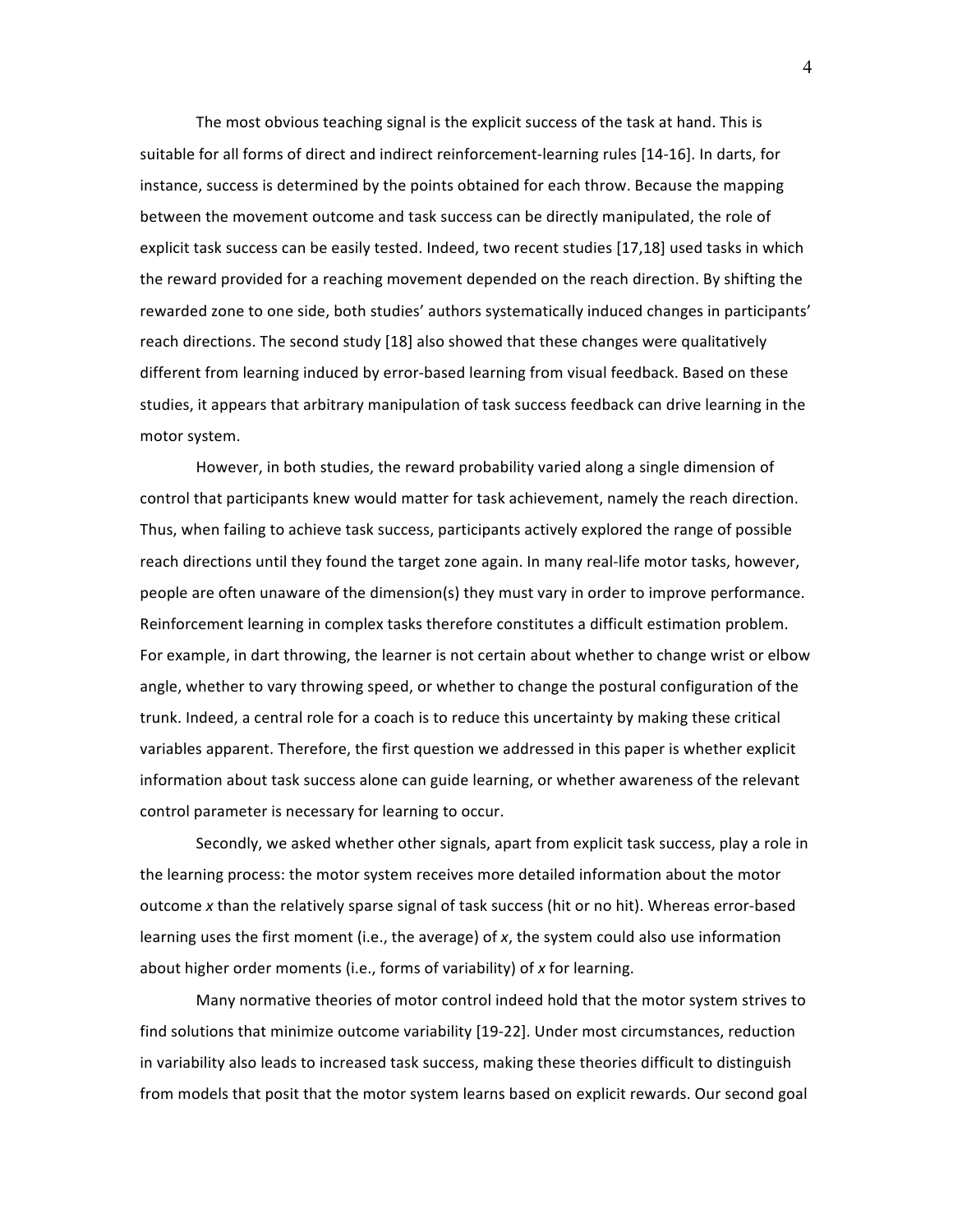The most obvious teaching signal is the explicit success of the task at hand. This is suitable for all forms of direct and indirect reinforcement-learning rules [14-16]. In darts, for instance, success is determined by the points obtained for each throw. Because the mapping between the movement outcome and task success can be directly manipulated, the role of explicit task success can be easily tested. Indeed, two recent studies [17,18] used tasks in which the reward provided for a reaching movement depended on the reach direction. By shifting the rewarded zone to one side, both studies' authors systematically induced changes in participants' reach directions. The second study [18] also showed that these changes were qualitatively different from learning induced by error-based learning from visual feedback. Based on these studies, it appears that arbitrary manipulation of task success feedback can drive learning in the motor system.

However, in both studies, the reward probability varied along a single dimension of control that participants knew would matter for task achievement, namely the reach direction. Thus, when failing to achieve task success, participants actively explored the range of possible reach directions until they found the target zone again. In many real-life motor tasks, however, people are often unaware of the dimension(s) they must vary in order to improve performance. Reinforcement learning in complex tasks therefore constitutes a difficult estimation problem. For example, in dart throwing, the learner is not certain about whether to change wrist or elbow angle, whether to vary throwing speed, or whether to change the postural configuration of the trunk. Indeed, a central role for a coach is to reduce this uncertainty by making these critical variables apparent. Therefore, the first question we addressed in this paper is whether explicit information about task success alone can guide learning, or whether awareness of the relevant control parameter is necessary for learning to occur.

Secondly, we asked whether other signals, apart from explicit task success, play a role in the learning process: the motor system receives more detailed information about the motor outcome $x$ than the relatively sparse signal of task success (hit or no hit). Whereas error-based learning uses the first moment (i.e., the average) of $x$, the system could also use information about higher order moments (i.e., forms of variability) of $x$ for learning.

Many normative theories of motor control indeed hold that the motor system strives to find solutions that minimize outcome variability [19-22]. Under most circumstances, reduction in variability also leads to increased task success, making these theories difficult to distinguish from models that posit that the motor system learns based on explicit rewards. Our second goal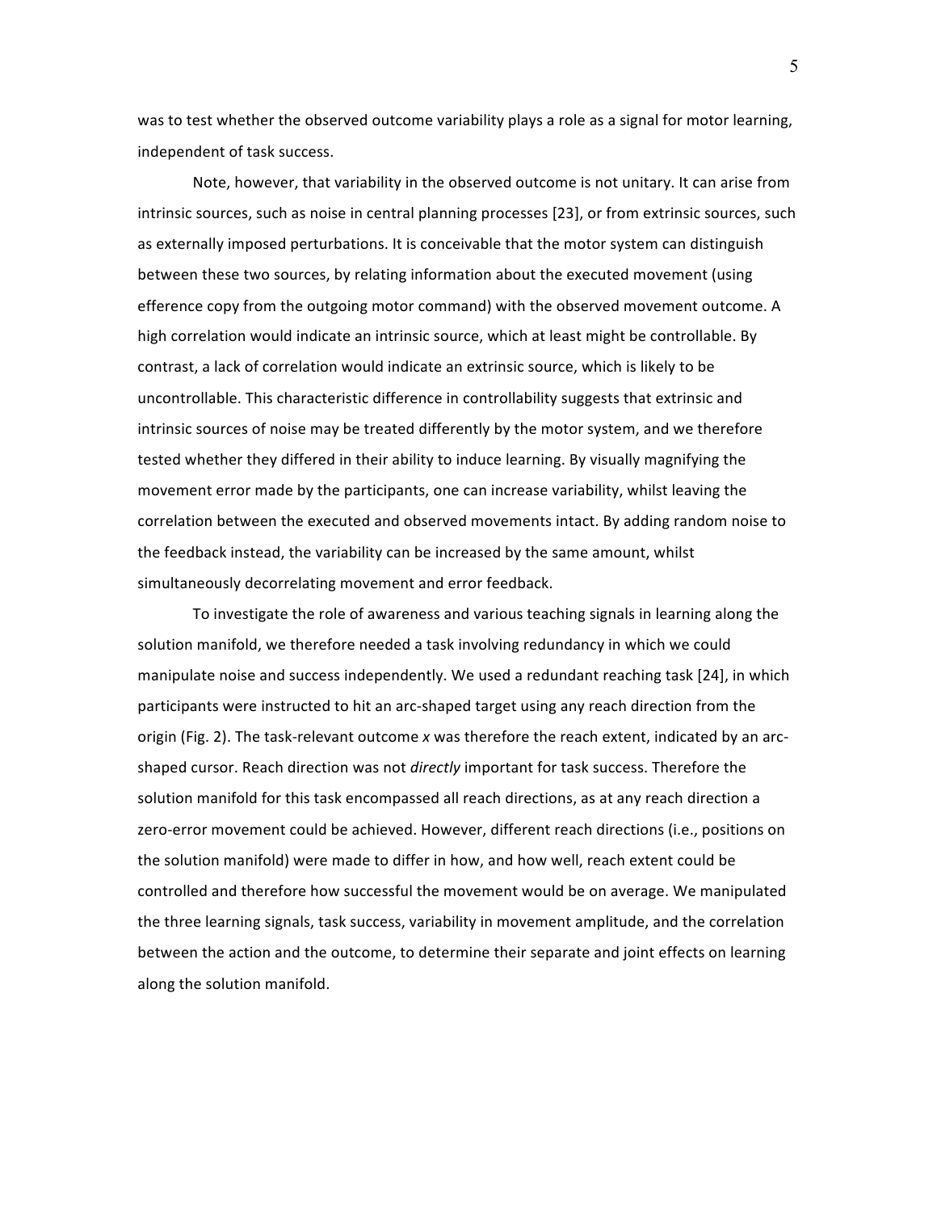was to test whether the observed outcome variability plays a role as a signal for motor learning, independent of task success.

Note, however, that variability in the observed outcome is not unitary. It can arise from intrinsic sources, such as noise in central planning processes [23], or from extrinsic sources, such as externally imposed perturbations. It is conceivable that the motor system can distinguish between these two sources, by relating information about the executed movement (using efference copy from the outgoing motor command) with the observed movement outcome. A high correlation would indicate an intrinsic source, which at least might be controllable. By contrast, a lack of correlation would indicate an extrinsic source, which is likely to be uncontrollable. This characteristic difference in controllability suggests that extrinsic and intrinsic sources of noise may be treated differently by the motor system, and we therefore tested whether they differed in their ability to induce learning. By visually magnifying the movement error made by the participants, one can increase variability, whilst leaving the correlation between the executed and observed movements intact. By adding random noise to the feedback instead, the variability can be increased by the same amount, whilst simultaneously decorrelating movement and error feedback.

To investigate the role of awareness and various teaching signals in learning along the solution manifold, we therefore needed a task involving redundancy in which we could manipulate noise and success independently. We used a redundant reaching task [24], in which participants were instructed to hit an arc-shaped target using any reach direction from the origin (Fig. 2). The task-relevant outcome $x$ was therefore the reach extent, indicated by an arc-shaped cursor. Reach direction was not *directly* important for task success. Therefore the solution manifold for this task encompassed all reach directions, as at any reach direction a zero-error movement could be achieved. However, different reach directions (i.e., positions on the solution manifold) were made to differ in how, and how well, reach extent could be controlled and therefore how successful the movement would be on average. We manipulated the three learning signals, task success, variability in movement amplitude, and the correlation between the action and the outcome, to determine their separate and joint effects on learning along the solution manifold.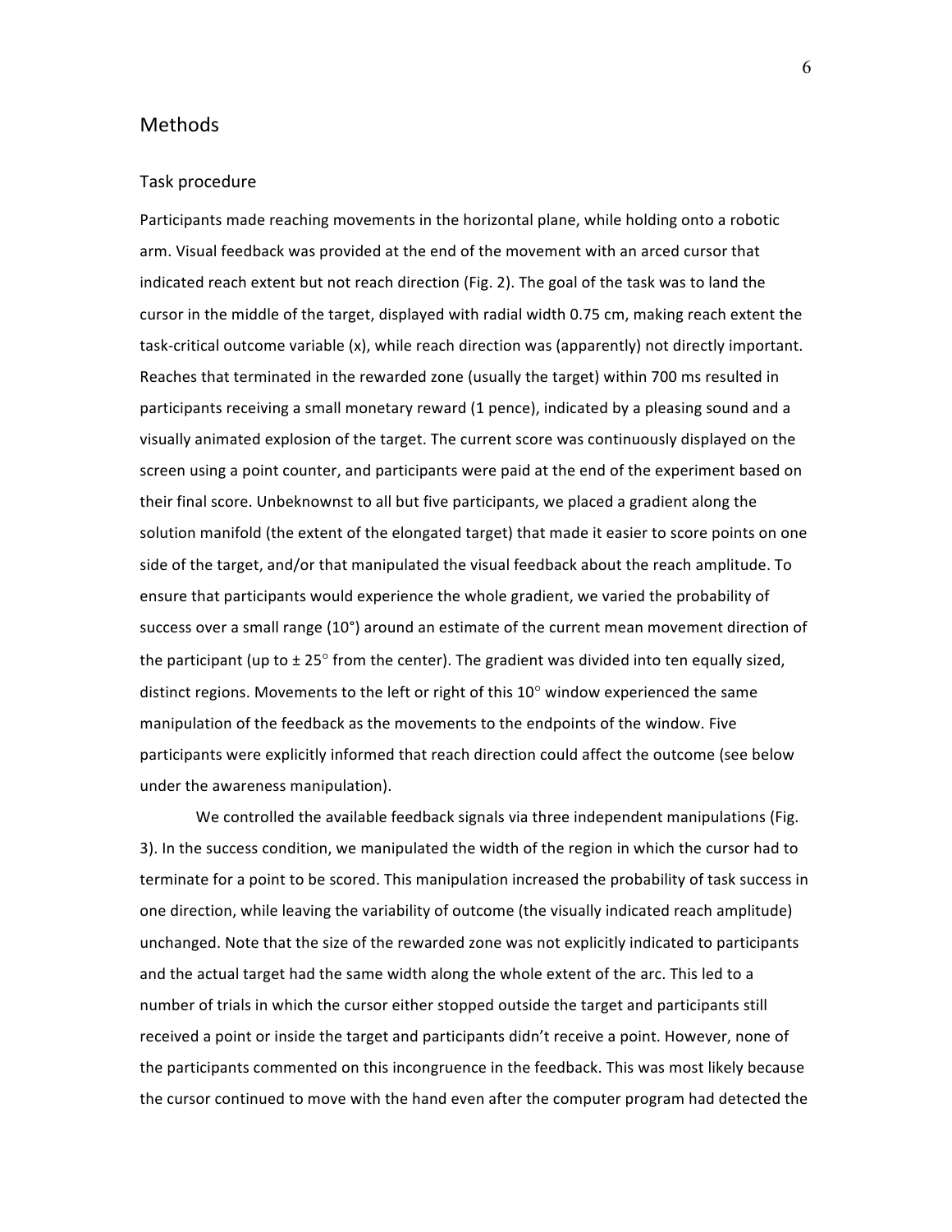## Methods

### Task procedure

Participants made reaching movements in the horizontal plane, while holding onto a robotic arm. Visual feedback was provided at the end of the movement with an arced cursor that indicated reach extent but not reach direction (Fig. 2). The goal of the task was to land the cursor in the middle of the target, displayed with radial width 0.75 cm, making reach extent the task-critical outcome variable (x), while reach direction was (apparently) not directly important. Reaches that terminated in the rewarded zone (usually the target) within 700 ms resulted in participants receiving a small monetary reward (1 pence), indicated by a pleasing sound and a visually animated explosion of the target. The current score was continuously displayed on the screen using a point counter, and participants were paid at the end of the experiment based on their final score. Unbeknownst to all but five participants, we placed a gradient along the solution manifold (the extent of the elongated target) that made it easier to score points on one side of the target, and/or that manipulated the visual feedback about the reach amplitude. To ensure that participants would experience the whole gradient, we varied the probability of success over a small range (10°) around an estimate of the current mean movement direction of the participant (up to ± 25° from the center). The gradient was divided into ten equally sized, distinct regions. Movements to the left or right of this 10° window experienced the same manipulation of the feedback as the movements to the endpoints of the window. Five participants were explicitly informed that reach direction could affect the outcome (see below under the awareness manipulation).

We controlled the available feedback signals via three independent manipulations (Fig. 3). In the success condition, we manipulated the width of the region in which the cursor had to terminate for a point to be scored. This manipulation increased the probability of task success in one direction, while leaving the variability of outcome (the visually indicated reach amplitude) unchanged. Note that the size of the rewarded zone was not explicitly indicated to participants and the actual target had the same width along the whole extent of the arc. This led to a number of trials in which the cursor either stopped outside the target and participants still received a point or inside the target and participants didn't receive a point. However, none of the participants commented on this incongruence in the feedback. This was most likely because the cursor continued to move with the hand even after the computer program had detected the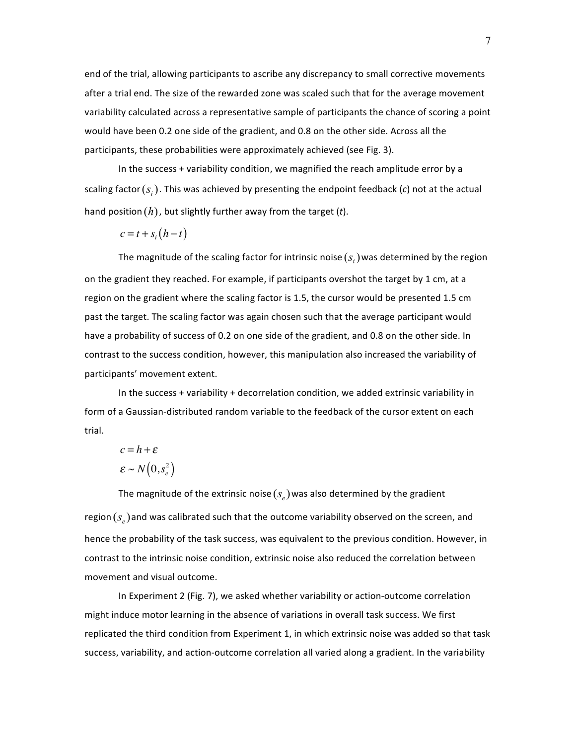end of the trial, allowing participants to ascribe any discrepancy to small corrective movements after a trial end. The size of the rewarded zone was scaled such that for the average movement variability calculated across a representative sample of participants the chance of scoring a point would have been 0.2 one side of the gradient, and 0.8 on the other side. Across all the participants, these probabilities were approximately achieved (see Fig. 3).

In the success + variability condition, we magnified the reach amplitude error by a scaling factor $(s_i)$. This was achieved by presenting the endpoint feedback (*c*) not at the actual hand position $(h)$, but slightly further away from the target (*t*).

$$c = t + s_i(h - t)$$

The magnitude of the scaling factor for intrinsic noise $(s_i)$ was determined by the region on the gradient they reached. For example, if participants overshot the target by 1 cm, at a region on the gradient where the scaling factor is 1.5, the cursor would be presented 1.5 cm past the target. The scaling factor was again chosen such that the average participant would have a probability of success of 0.2 on one side of the gradient, and 0.8 on the other side. In contrast to the success condition, however, this manipulation also increased the variability of participants' movement extent.

In the success + variability + decorrelation condition, we added extrinsic variability in form of a Gaussian-distributed random variable to the feedback of the cursor extent on each trial.

$$c = h + \varepsilon$$
$$\varepsilon \sim N\left(0, s_e^2\right)$$

The magnitude of the extrinsic noise $(s_e)$ was also determined by the gradient region $(s_e)$ and was calibrated such that the outcome variability observed on the screen, and hence the probability of the task success, was equivalent to the previous condition. However, in contrast to the intrinsic noise condition, extrinsic noise also reduced the correlation between movement and visual outcome.

In Experiment 2 (Fig. 7), we asked whether variability or action-outcome correlation might induce motor learning in the absence of variations in overall task success. We first replicated the third condition from Experiment 1, in which extrinsic noise was added so that task success, variability, and action-outcome correlation all varied along a gradient. In the variability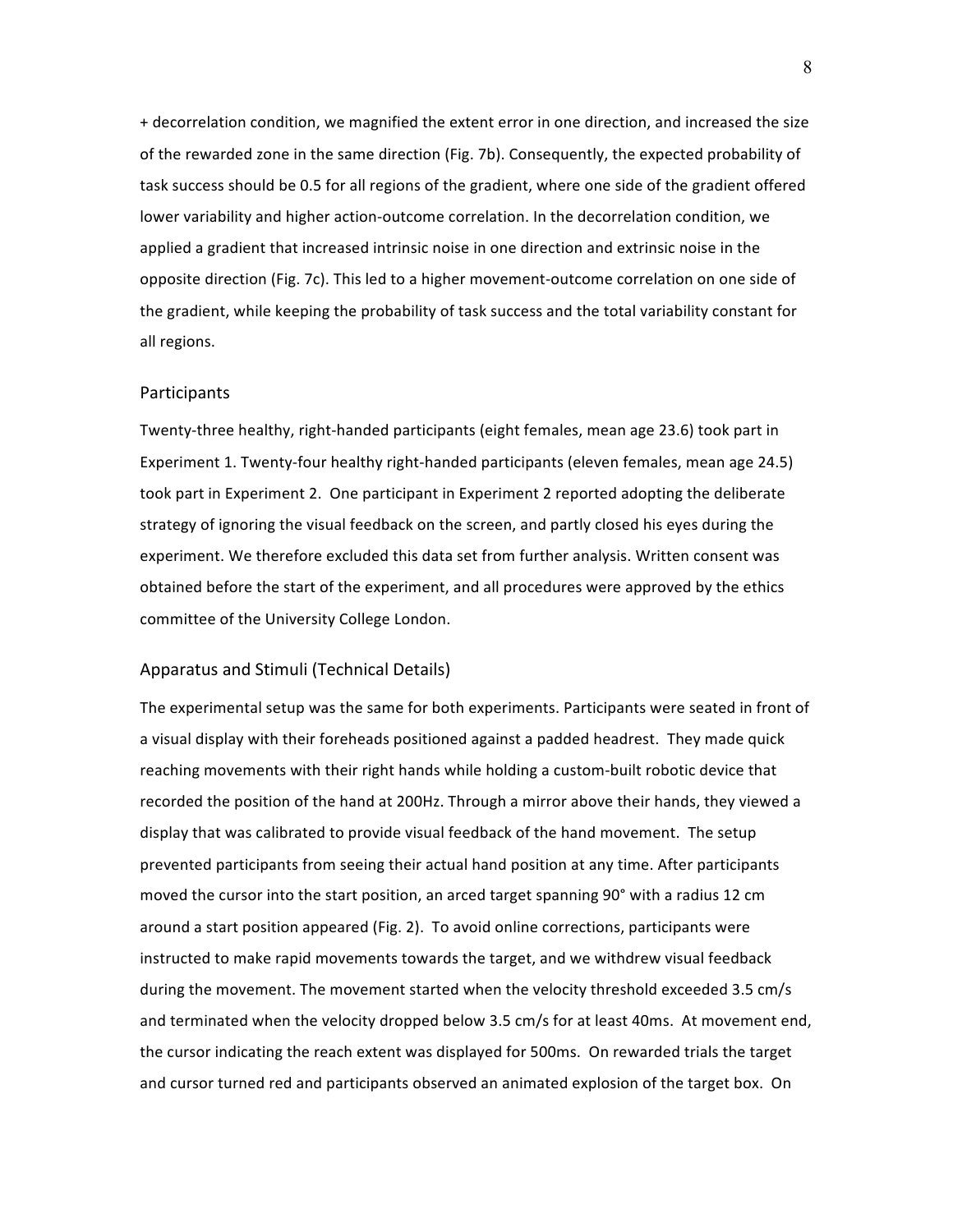+ decorrelation condition, we magnified the extent error in one direction, and increased the size of the rewarded zone in the same direction (Fig. 7b). Consequently, the expected probability of task success should be 0.5 for all regions of the gradient, where one side of the gradient offered lower variability and higher action-outcome correlation. In the decorrelation condition, we applied a gradient that increased intrinsic noise in one direction and extrinsic noise in the opposite direction (Fig. 7c). This led to a higher movement-outcome correlation on one side of the gradient, while keeping the probability of task success and the total variability constant for all regions.

## Participants

Twenty-three healthy, right-handed participants (eight females, mean age 23.6) took part in Experiment 1. Twenty-four healthy right-handed participants (eleven females, mean age 24.5) took part in Experiment 2. One participant in Experiment 2 reported adopting the deliberate strategy of ignoring the visual feedback on the screen, and partly closed his eyes during the experiment. We therefore excluded this data set from further analysis. Written consent was obtained before the start of the experiment, and all procedures were approved by the ethics committee of the University College London.

## Apparatus and Stimuli (Technical Details)

The experimental setup was the same for both experiments. Participants were seated in front of a visual display with their foreheads positioned against a padded headrest. They made quick reaching movements with their right hands while holding a custom-built robotic device that recorded the position of the hand at 200Hz. Through a mirror above their hands, they viewed a display that was calibrated to provide visual feedback of the hand movement. The setup prevented participants from seeing their actual hand position at any time. After participants moved the cursor into the start position, an arced target spanning 90° with a radius 12 cm around a start position appeared (Fig. 2). To avoid online corrections, participants were instructed to make rapid movements towards the target, and we withdrew visual feedback during the movement. The movement started when the velocity threshold exceeded 3.5 cm/s and terminated when the velocity dropped below 3.5 cm/s for at least 40ms. At movement end, the cursor indicating the reach extent was displayed for 500ms. On rewarded trials the target and cursor turned red and participants observed an animated explosion of the target box. On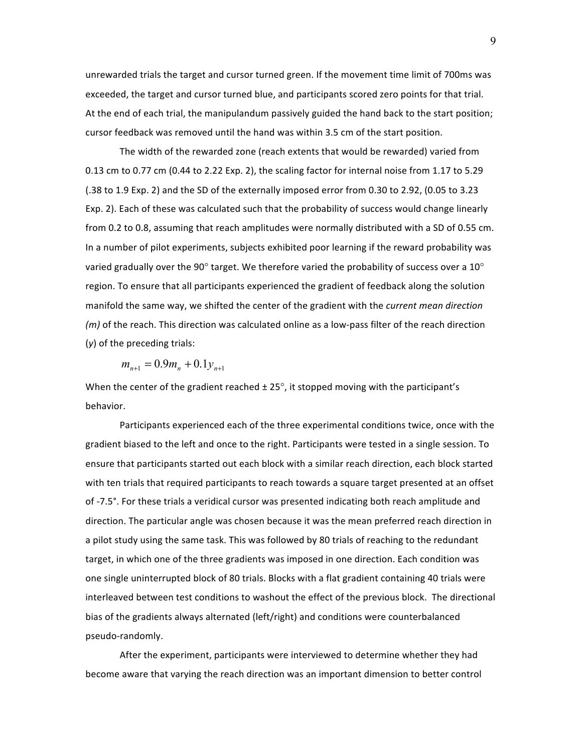unrewarded trials the target and cursor turned green. If the movement time limit of 700ms was exceeded, the target and cursor turned blue, and participants scored zero points for that trial. At the end of each trial, the manipulandum passively guided the hand back to the start position; cursor feedback was removed until the hand was within 3.5 cm of the start position.

The width of the rewarded zone (reach extents that would be rewarded) varied from 0.13 cm to 0.77 cm (0.44 to 2.22 Exp. 2), the scaling factor for internal noise from 1.17 to 5.29 (.38 to 1.9 Exp. 2) and the SD of the externally imposed error from 0.30 to 2.92, (0.05 to 3.23 Exp. 2). Each of these was calculated such that the probability of success would change linearly from 0.2 to 0.8, assuming that reach amplitudes were normally distributed with a SD of 0.55 cm. In a number of pilot experiments, subjects exhibited poor learning if the reward probability was varied gradually over the 90° target. We therefore varied the probability of success over a 10° region. To ensure that all participants experienced the gradient of feedback along the solution manifold the same way, we shifted the center of the gradient with the *current mean direction (m)* of the reach. This direction was calculated online as a low-pass filter of the reach direction ($y$) of the preceding trials:

$$m_{n+1} = 0.9m_n + 0.1y_{n+1}$$

When the center of the gradient reached ± 25°, it stopped moving with the participant's behavior.

Participants experienced each of the three experimental conditions twice, once with the gradient biased to the left and once to the right. Participants were tested in a single session. To ensure that participants started out each block with a similar reach direction, each block started with ten trials that required participants to reach towards a square target presented at an offset of -7.5°. For these trials a veridical cursor was presented indicating both reach amplitude and direction. The particular angle was chosen because it was the mean preferred reach direction in a pilot study using the same task. This was followed by 80 trials of reaching to the redundant target, in which one of the three gradients was imposed in one direction. Each condition was one single uninterrupted block of 80 trials. Blocks with a flat gradient containing 40 trials were interleaved between test conditions to washout the effect of the previous block. The directional bias of the gradients always alternated (left/right) and conditions were counterbalanced pseudo-randomly.

After the experiment, participants were interviewed to determine whether they had become aware that varying the reach direction was an important dimension to better control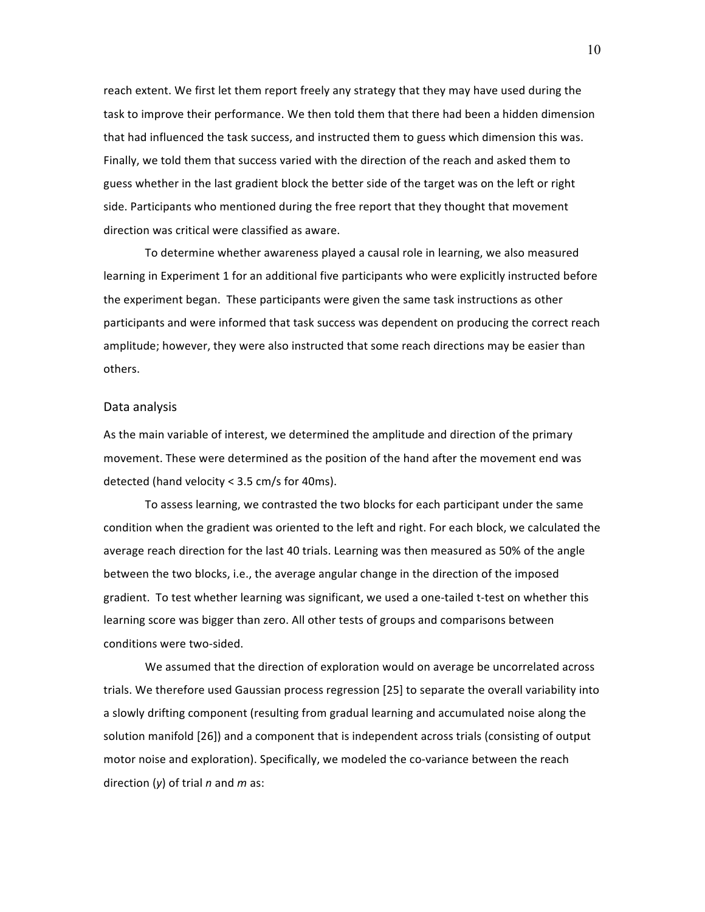reach extent. We first let them report freely any strategy that they may have used during the task to improve their performance. We then told them that there had been a hidden dimension that had influenced the task success, and instructed them to guess which dimension this was. Finally, we told them that success varied with the direction of the reach and asked them to guess whether in the last gradient block the better side of the target was on the left or right side. Participants who mentioned during the free report that they thought that movement direction was critical were classified as aware.

To determine whether awareness played a causal role in learning, we also measured learning in Experiment 1 for an additional five participants who were explicitly instructed before the experiment began. These participants were given the same task instructions as other participants and were informed that task success was dependent on producing the correct reach amplitude; however, they were also instructed that some reach directions may be easier than others.

## Data analysis

As the main variable of interest, we determined the amplitude and direction of the primary movement. These were determined as the position of the hand after the movement end was detected (hand velocity < 3.5 cm/s for 40ms).

To assess learning, we contrasted the two blocks for each participant under the same condition when the gradient was oriented to the left and right. For each block, we calculated the average reach direction for the last 40 trials. Learning was then measured as 50% of the angle between the two blocks, i.e., the average angular change in the direction of the imposed gradient. To test whether learning was significant, we used a one-tailed t-test on whether this learning score was bigger than zero. All other tests of groups and comparisons between conditions were two-sided.

We assumed that the direction of exploration would on average be uncorrelated across trials. We therefore used Gaussian process regression [25] to separate the overall variability into a slowly drifting component (resulting from gradual learning and accumulated noise along the solution manifold [26]) and a component that is independent across trials (consisting of output motor noise and exploration). Specifically, we modeled the co-variance between the reach direction ($y$) of trial $n$ and $m$ as: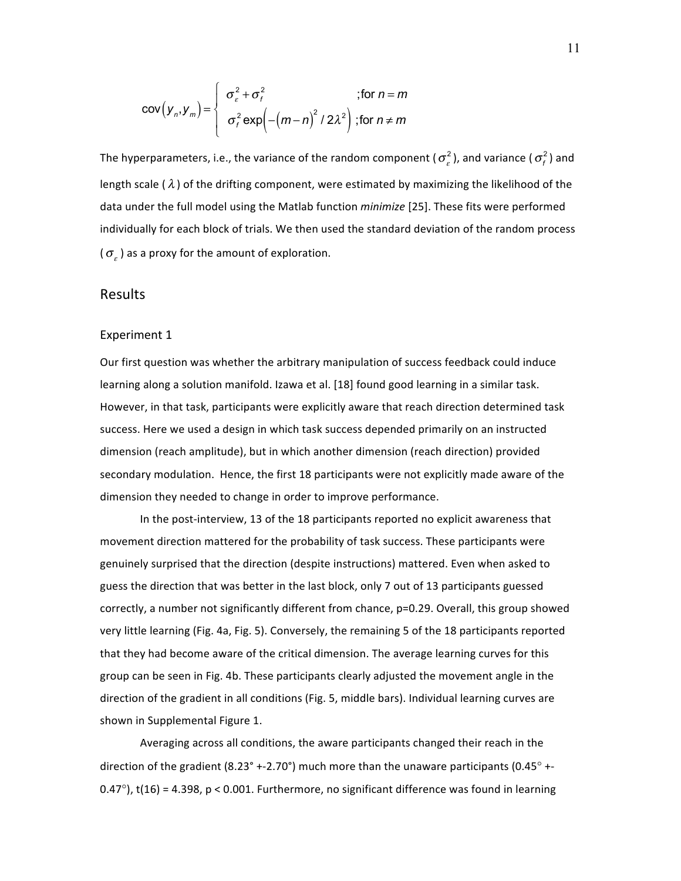$$\mathrm{cov}\left(y_n, y_m\right) = \begin{cases} \sigma_\varepsilon^2 + \sigma_f^2 & ;\text{for } n = m \\ \sigma_f^2 \exp\left(-\left(m-n\right)^2 / 2\lambda^2\right) & ;\text{for } n \neq m \end{cases}$$

The hyperparameters, i.e., the variance of the random component ($\sigma_\varepsilon^2$), and variance ($\sigma_f^2$) and length scale ($\lambda$) of the drifting component, were estimated by maximizing the likelihood of the data under the full model using the Matlab function *minimize* [25]. These fits were performed individually for each block of trials. We then used the standard deviation of the random process ($\sigma_\varepsilon$) as a proxy for the amount of exploration.

## Results

### Experiment 1

Our first question was whether the arbitrary manipulation of success feedback could induce learning along a solution manifold. Izawa et al. [18] found good learning in a similar task. However, in that task, participants were explicitly aware that reach direction determined task success. Here we used a design in which task success depended primarily on an instructed dimension (reach amplitude), but in which another dimension (reach direction) provided secondary modulation. Hence, the first 18 participants were not explicitly made aware of the dimension they needed to change in order to improve performance.

In the post-interview, 13 of the 18 participants reported no explicit awareness that movement direction mattered for the probability of task success. These participants were genuinely surprised that the direction (despite instructions) mattered. Even when asked to guess the direction that was better in the last block, only 7 out of 13 participants guessed correctly, a number not significantly different from chance, $p=0.29$. Overall, this group showed very little learning (Fig. 4a, Fig. 5). Conversely, the remaining 5 of the 18 participants reported that they had become aware of the critical dimension. The average learning curves for this group can be seen in Fig. 4b. These participants clearly adjusted the movement angle in the direction of the gradient in all conditions (Fig. 5, middle bars). Individual learning curves are shown in Supplemental Figure 1.

Averaging across all conditions, the aware participants changed their reach in the direction of the gradient (8.23° +-2.70°) much more than the unaware participants (0.45° +-0.47°), $t(16) = 4.398$, $p < 0.001$. Furthermore, no significant difference was found in learning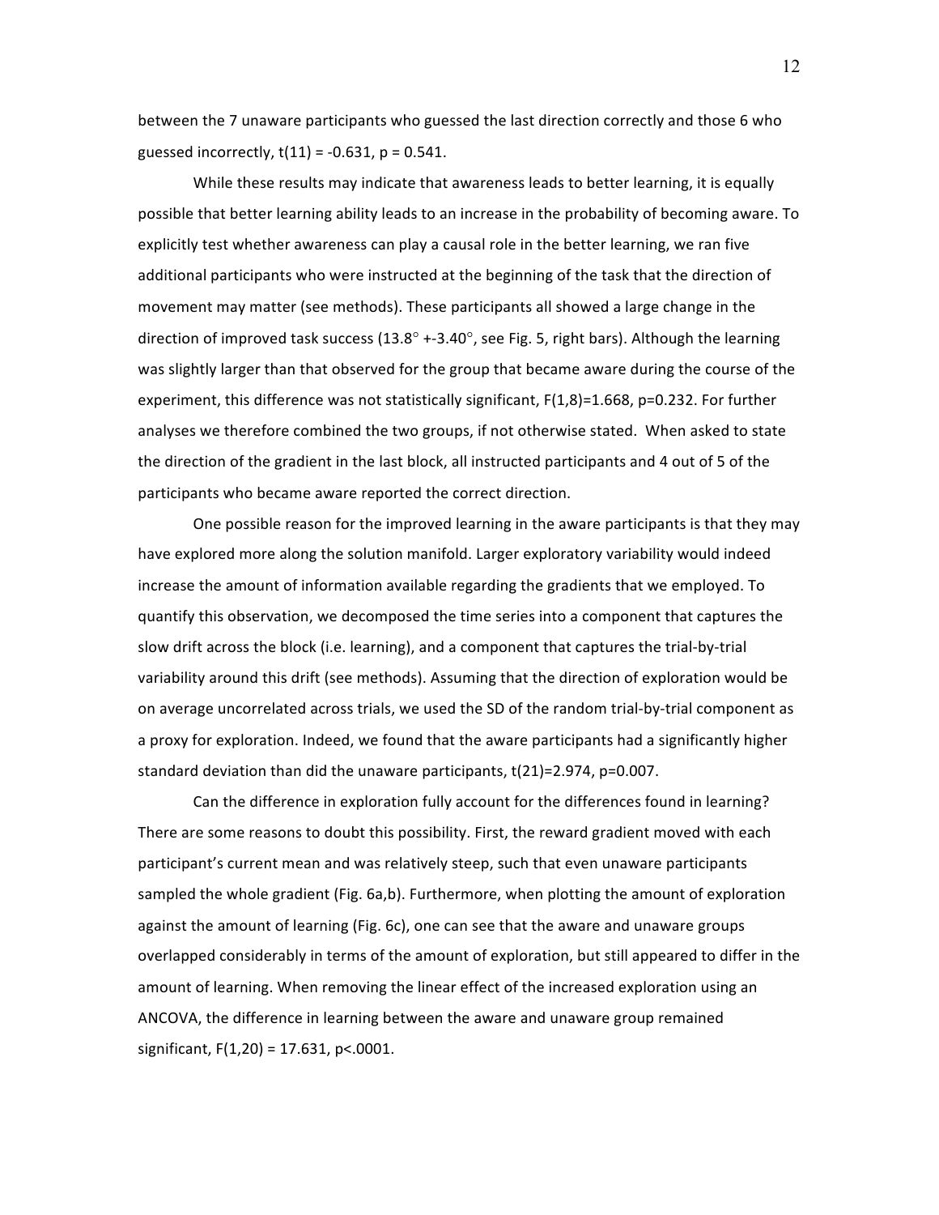between the 7 unaware participants who guessed the last direction correctly and those 6 who guessed incorrectly, $t(11) = -0.631$, $p = 0.541$.

While these results may indicate that awareness leads to better learning, it is equally possible that better learning ability leads to an increase in the probability of becoming aware. To explicitly test whether awareness can play a causal role in the better learning, we ran five additional participants who were instructed at the beginning of the task that the direction of movement may matter (see methods). These participants all showed a large change in the direction of improved task success (13.8° +-3.40°, see Fig. 5, right bars). Although the learning was slightly larger than that observed for the group that became aware during the course of the experiment, this difference was not statistically significant, $F(1,8)=1.668$, $p=0.232$. For further analyses we therefore combined the two groups, if not otherwise stated. When asked to state the direction of the gradient in the last block, all instructed participants and 4 out of 5 of the participants who became aware reported the correct direction.

One possible reason for the improved learning in the aware participants is that they may have explored more along the solution manifold. Larger exploratory variability would indeed increase the amount of information available regarding the gradients that we employed. To quantify this observation, we decomposed the time series into a component that captures the slow drift across the block (i.e. learning), and a component that captures the trial-by-trial variability around this drift (see methods). Assuming that the direction of exploration would be on average uncorrelated across trials, we used the SD of the random trial-by-trial component as a proxy for exploration. Indeed, we found that the aware participants had a significantly higher standard deviation than did the unaware participants, $t(21)=2.974$, $p=0.007$.

Can the difference in exploration fully account for the differences found in learning? There are some reasons to doubt this possibility. First, the reward gradient moved with each participant's current mean and was relatively steep, such that even unaware participants sampled the whole gradient (Fig. 6a,b). Furthermore, when plotting the amount of exploration against the amount of learning (Fig. 6c), one can see that the aware and unaware groups overlapped considerably in terms of the amount of exploration, but still appeared to differ in the amount of learning. When removing the linear effect of the increased exploration using an ANCOVA, the difference in learning between the aware and unaware group remained significant, $F(1,20) = 17.631$, $p<.0001$.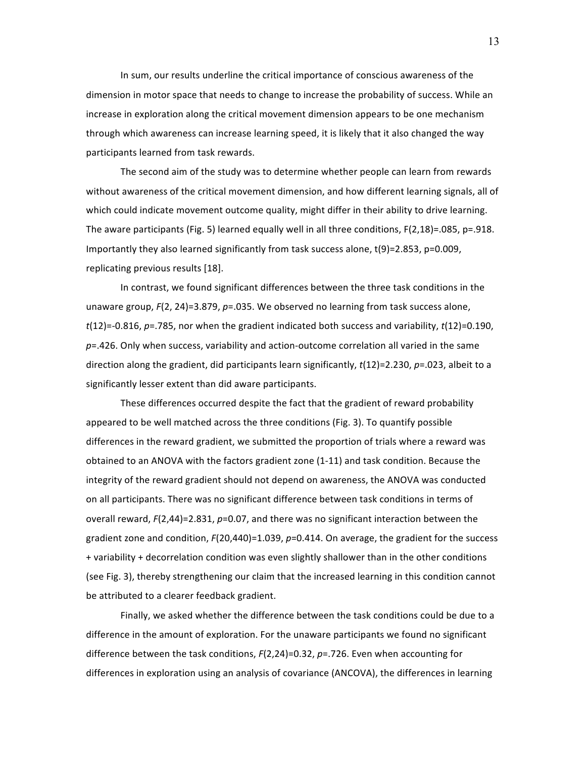In sum, our results underline the critical importance of conscious awareness of the dimension in motor space that needs to change to increase the probability of success. While an increase in exploration along the critical movement dimension appears to be one mechanism through which awareness can increase learning speed, it is likely that it also changed the way participants learned from task rewards.

The second aim of the study was to determine whether people can learn from rewards without awareness of the critical movement dimension, and how different learning signals, all of which could indicate movement outcome quality, might differ in their ability to drive learning. The aware participants (Fig. 5) learned equally well in all three conditions, $F(2,18)=.085$, $p=.918$. Importantly they also learned significantly from task success alone, $t(9)=2.853$, $p=0.009$, replicating previous results [18].

In contrast, we found significant differences between the three task conditions in the unaware group, $F(2, 24)=3.879$, $p=.035$. We observed no learning from task success alone, $t(12)=-0.816$, $p=.785$, nor when the gradient indicated both success and variability, $t(12)=0.190$, $p=.426$. Only when success, variability and action-outcome correlation all varied in the same direction along the gradient, did participants learn significantly, $t(12)=2.230$, $p=.023$, albeit to a significantly lesser extent than did aware participants.

These differences occurred despite the fact that the gradient of reward probability appeared to be well matched across the three conditions (Fig. 3). To quantify possible differences in the reward gradient, we submitted the proportion of trials where a reward was obtained to an ANOVA with the factors gradient zone (1-11) and task condition. Because the integrity of the reward gradient should not depend on awareness, the ANOVA was conducted on all participants. There was no significant difference between task conditions in terms of overall reward, $F(2,44)=2.831$, $p=0.07$, and there was no significant interaction between the gradient zone and condition, $F(20,440)=1.039$, $p=0.414$. On average, the gradient for the success + variability + decorrelation condition was even slightly shallower than in the other conditions (see Fig. 3), thereby strengthening our claim that the increased learning in this condition cannot be attributed to a clearer feedback gradient.

Finally, we asked whether the difference between the task conditions could be due to a difference in the amount of exploration. For the unaware participants we found no significant difference between the task conditions, $F(2,24)=0.32$, $p=.726$. Even when accounting for differences in exploration using an analysis of covariance (ANCOVA), the differences in learning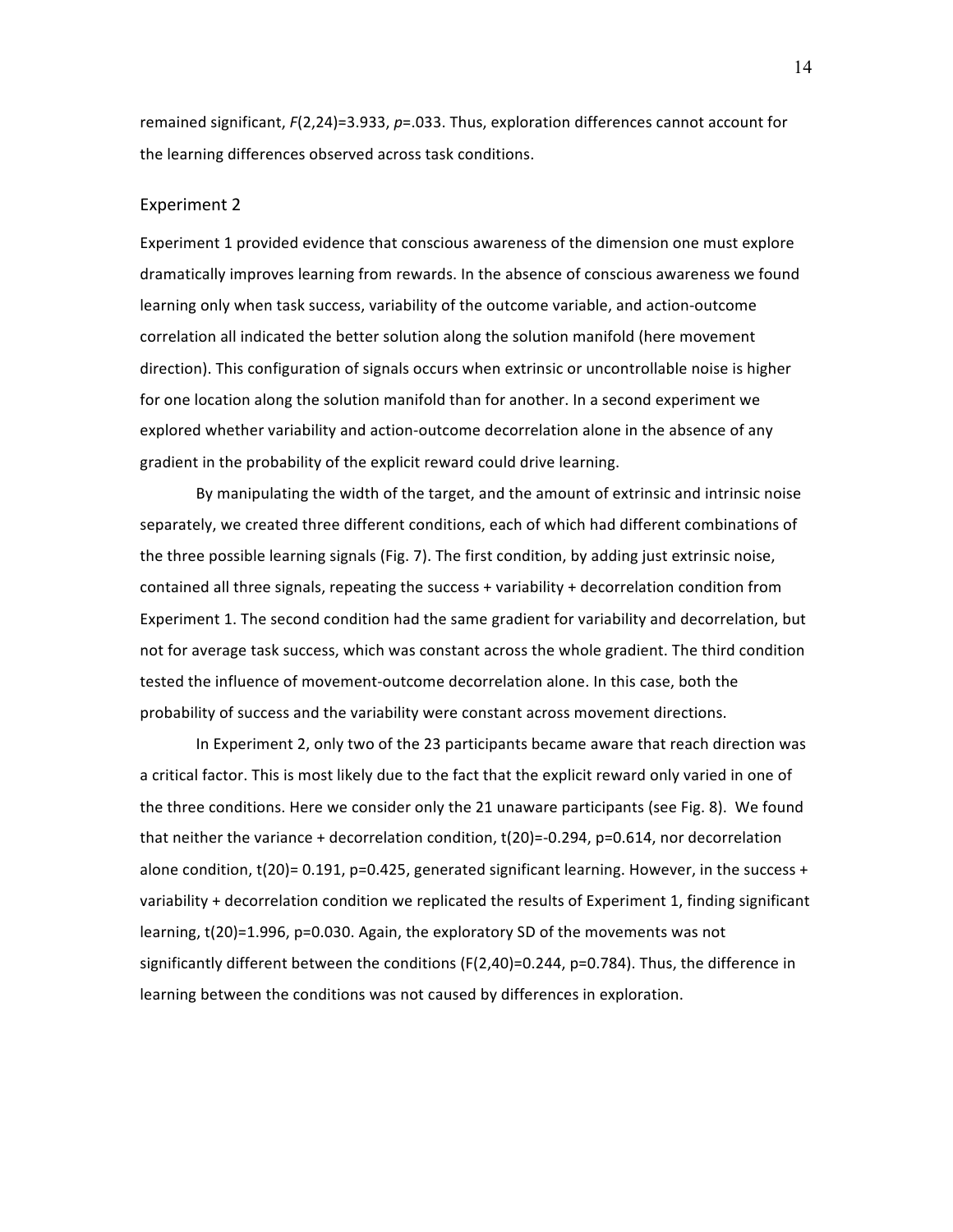remained significant, $F(2,24)=3.933$, $p=.033$. Thus, exploration differences cannot account for the learning differences observed across task conditions.

## Experiment 2

Experiment 1 provided evidence that conscious awareness of the dimension one must explore dramatically improves learning from rewards. In the absence of conscious awareness we found learning only when task success, variability of the outcome variable, and action-outcome correlation all indicated the better solution along the solution manifold (here movement direction). This configuration of signals occurs when extrinsic or uncontrollable noise is higher for one location along the solution manifold than for another. In a second experiment we explored whether variability and action-outcome decorrelation alone in the absence of any gradient in the probability of the explicit reward could drive learning.

By manipulating the width of the target, and the amount of extrinsic and intrinsic noise separately, we created three different conditions, each of which had different combinations of the three possible learning signals (Fig. 7). The first condition, by adding just extrinsic noise, contained all three signals, repeating the success + variability + decorrelation condition from Experiment 1. The second condition had the same gradient for variability and decorrelation, but not for average task success, which was constant across the whole gradient. The third condition tested the influence of movement-outcome decorrelation alone. In this case, both the probability of success and the variability were constant across movement directions.

In Experiment 2, only two of the 23 participants became aware that reach direction was a critical factor. This is most likely due to the fact that the explicit reward only varied in one of the three conditions. Here we consider only the 21 unaware participants (see Fig. 8). We found that neither the variance + decorrelation condition, $t(20)=-0.294$, $p=0.614$, nor decorrelation alone condition, $t(20)= 0.191$, $p=0.425$, generated significant learning. However, in the success + variability + decorrelation condition we replicated the results of Experiment 1, finding significant learning, $t(20)=1.996$, $p=0.030$. Again, the exploratory SD of the movements was not significantly different between the conditions ($F(2,40)=0.244$, $p=0.784$). Thus, the difference in learning between the conditions was not caused by differences in exploration.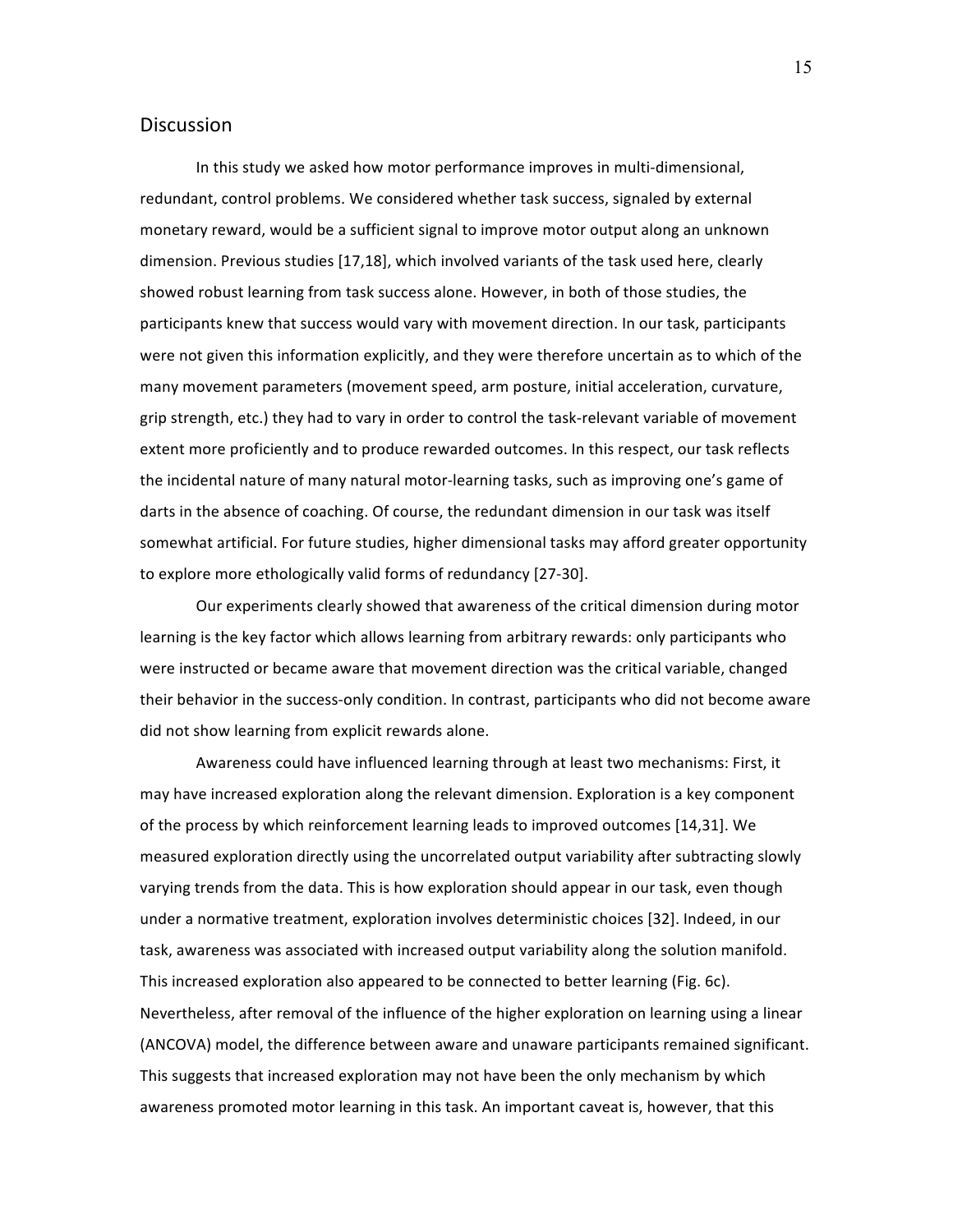## Discussion

In this study we asked how motor performance improves in multi-dimensional, redundant, control problems. We considered whether task success, signaled by external monetary reward, would be a sufficient signal to improve motor output along an unknown dimension. Previous studies [17,18], which involved variants of the task used here, clearly showed robust learning from task success alone. However, in both of those studies, the participants knew that success would vary with movement direction. In our task, participants were not given this information explicitly, and they were therefore uncertain as to which of the many movement parameters (movement speed, arm posture, initial acceleration, curvature, grip strength, etc.) they had to vary in order to control the task-relevant variable of movement extent more proficiently and to produce rewarded outcomes. In this respect, our task reflects the incidental nature of many natural motor-learning tasks, such as improving one's game of darts in the absence of coaching. Of course, the redundant dimension in our task was itself somewhat artificial. For future studies, higher dimensional tasks may afford greater opportunity to explore more ethologically valid forms of redundancy [27-30].

Our experiments clearly showed that awareness of the critical dimension during motor learning is the key factor which allows learning from arbitrary rewards: only participants who were instructed or became aware that movement direction was the critical variable, changed their behavior in the success-only condition. In contrast, participants who did not become aware did not show learning from explicit rewards alone.

Awareness could have influenced learning through at least two mechanisms: First, it may have increased exploration along the relevant dimension. Exploration is a key component of the process by which reinforcement learning leads to improved outcomes [14,31]. We measured exploration directly using the uncorrelated output variability after subtracting slowly varying trends from the data. This is how exploration should appear in our task, even though under a normative treatment, exploration involves deterministic choices [32]. Indeed, in our task, awareness was associated with increased output variability along the solution manifold. This increased exploration also appeared to be connected to better learning (Fig. 6c). Nevertheless, after removal of the influence of the higher exploration on learning using a linear (ANCOVA) model, the difference between aware and unaware participants remained significant. This suggests that increased exploration may not have been the only mechanism by which awareness promoted motor learning in this task. An important caveat is, however, that this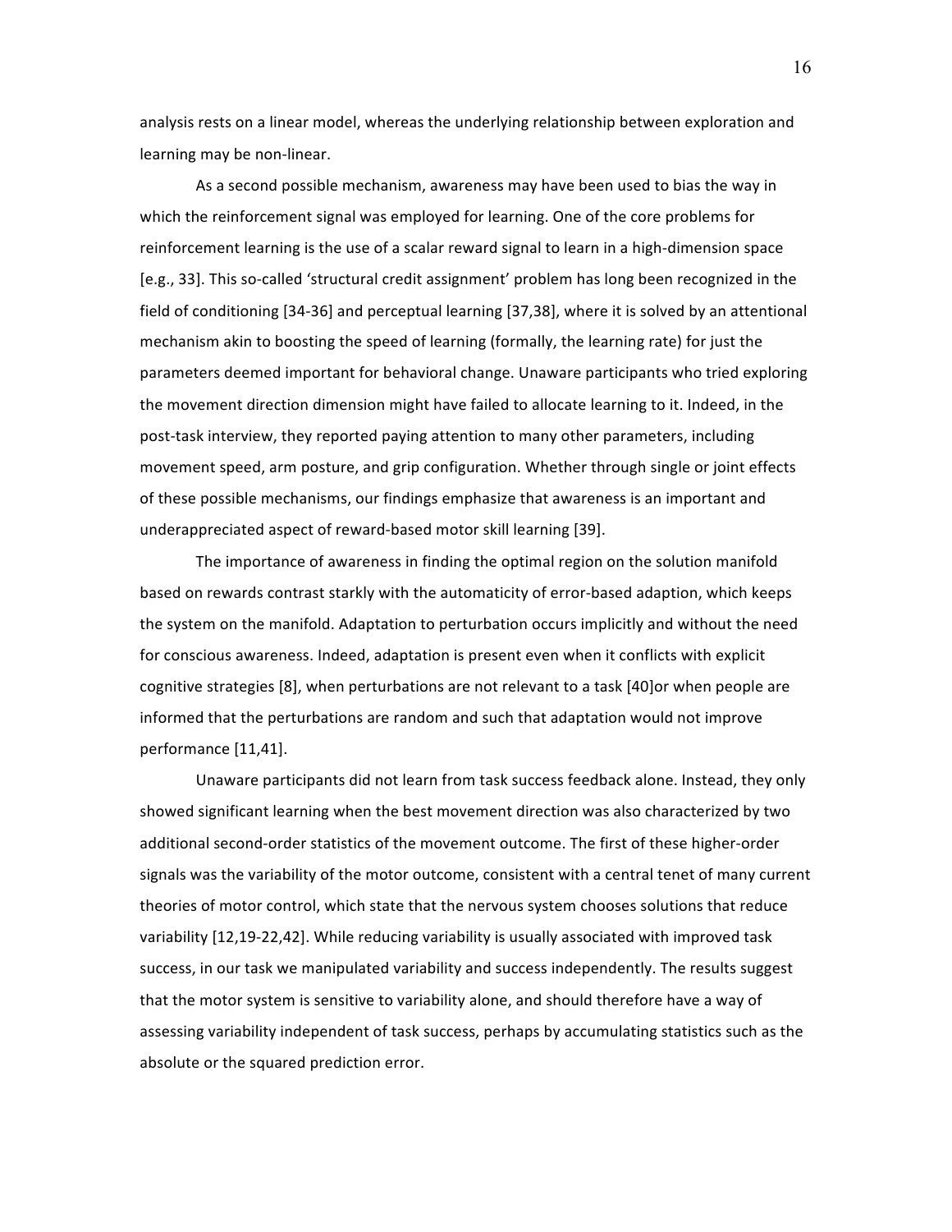analysis rests on a linear model, whereas the underlying relationship between exploration and learning may be non-linear.

As a second possible mechanism, awareness may have been used to bias the way in which the reinforcement signal was employed for learning. One of the core problems for reinforcement learning is the use of a scalar reward signal to learn in a high-dimension space [e.g., 33]. This so-called 'structural credit assignment' problem has long been recognized in the field of conditioning [34-36] and perceptual learning [37,38], where it is solved by an attentional mechanism akin to boosting the speed of learning (formally, the learning rate) for just the parameters deemed important for behavioral change. Unaware participants who tried exploring the movement direction dimension might have failed to allocate learning to it. Indeed, in the post-task interview, they reported paying attention to many other parameters, including movement speed, arm posture, and grip configuration. Whether through single or joint effects of these possible mechanisms, our findings emphasize that awareness is an important and underappreciated aspect of reward-based motor skill learning [39].

The importance of awareness in finding the optimal region on the solution manifold based on rewards contrast starkly with the automaticity of error-based adaption, which keeps the system on the manifold. Adaptation to perturbation occurs implicitly and without the need for conscious awareness. Indeed, adaptation is present even when it conflicts with explicit cognitive strategies [8], when perturbations are not relevant to a task [40]or when people are informed that the perturbations are random and such that adaptation would not improve performance [11,41].

Unaware participants did not learn from task success feedback alone. Instead, they only showed significant learning when the best movement direction was also characterized by two additional second-order statistics of the movement outcome. The first of these higher-order signals was the variability of the motor outcome, consistent with a central tenet of many current theories of motor control, which state that the nervous system chooses solutions that reduce variability [12,19-22,42]. While reducing variability is usually associated with improved task success, in our task we manipulated variability and success independently. The results suggest that the motor system is sensitive to variability alone, and should therefore have a way of assessing variability independent of task success, perhaps by accumulating statistics such as the absolute or the squared prediction error.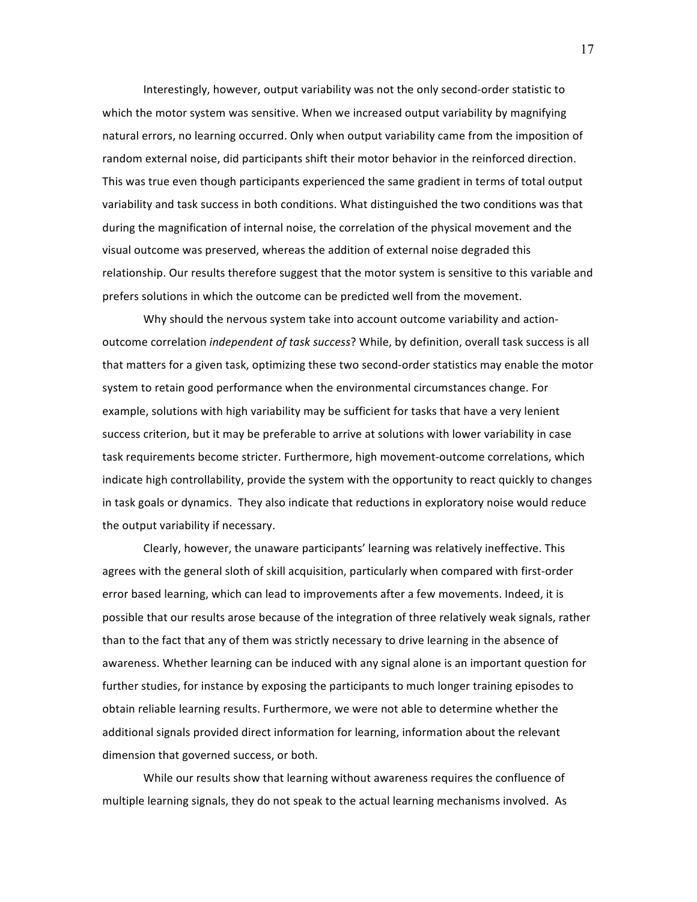Interestingly, however, output variability was not the only second-order statistic to which the motor system was sensitive. When we increased output variability by magnifying natural errors, no learning occurred. Only when output variability came from the imposition of random external noise, did participants shift their motor behavior in the reinforced direction. This was true even though participants experienced the same gradient in terms of total output variability and task success in both conditions. What distinguished the two conditions was that during the magnification of internal noise, the correlation of the physical movement and the visual outcome was preserved, whereas the addition of external noise degraded this relationship. Our results therefore suggest that the motor system is sensitive to this variable and prefers solutions in which the outcome can be predicted well from the movement.

Why should the nervous system take into account outcome variability and action-outcome correlation *independent of task success*? While, by definition, overall task success is all that matters for a given task, optimizing these two second-order statistics may enable the motor system to retain good performance when the environmental circumstances change. For example, solutions with high variability may be sufficient for tasks that have a very lenient success criterion, but it may be preferable to arrive at solutions with lower variability in case task requirements become stricter. Furthermore, high movement-outcome correlations, which indicate high controllability, provide the system with the opportunity to react quickly to changes in task goals or dynamics. They also indicate that reductions in exploratory noise would reduce the output variability if necessary.

Clearly, however, the unaware participants' learning was relatively ineffective. This agrees with the general sloth of skill acquisition, particularly when compared with first-order error based learning, which can lead to improvements after a few movements. Indeed, it is possible that our results arose because of the integration of three relatively weak signals, rather than to the fact that any of them was strictly necessary to drive learning in the absence of awareness. Whether learning can be induced with any signal alone is an important question for further studies, for instance by exposing the participants to much longer training episodes to obtain reliable learning results. Furthermore, we were not able to determine whether the additional signals provided direct information for learning, information about the relevant dimension that governed success, or both.

While our results show that learning without awareness requires the confluence of multiple learning signals, they do not speak to the actual learning mechanisms involved. As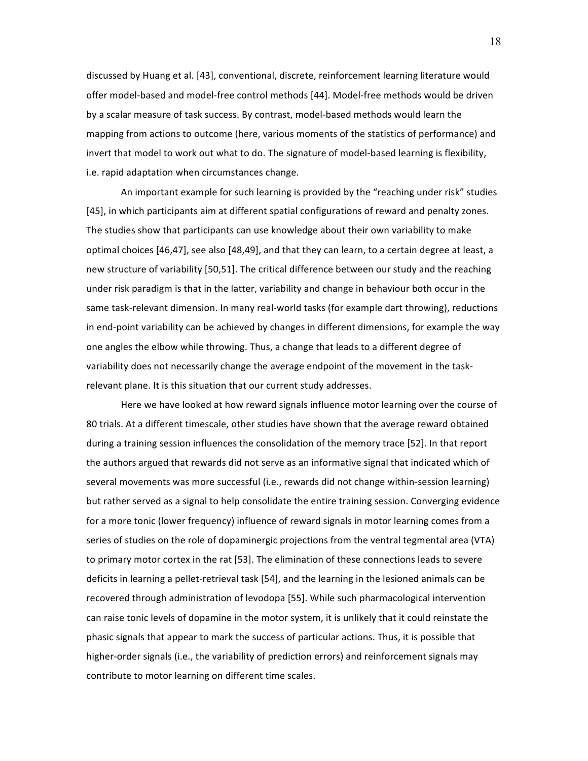discussed by Huang et al. [43], conventional, discrete, reinforcement learning literature would offer model-based and model-free control methods [44]. Model-free methods would be driven by a scalar measure of task success. By contrast, model-based methods would learn the mapping from actions to outcome (here, various moments of the statistics of performance) and invert that model to work out what to do. The signature of model-based learning is flexibility, i.e. rapid adaptation when circumstances change.

An important example for such learning is provided by the "reaching under risk" studies [45], in which participants aim at different spatial configurations of reward and penalty zones. The studies show that participants can use knowledge about their own variability to make optimal choices [46,47], see also [48,49], and that they can learn, to a certain degree at least, a new structure of variability [50,51]. The critical difference between our study and the reaching under risk paradigm is that in the latter, variability and change in behaviour both occur in the same task-relevant dimension. In many real-world tasks (for example dart throwing), reductions in end-point variability can be achieved by changes in different dimensions, for example the way one angles the elbow while throwing. Thus, a change that leads to a different degree of variability does not necessarily change the average endpoint of the movement in the task-relevant plane. It is this situation that our current study addresses.

Here we have looked at how reward signals influence motor learning over the course of 80 trials. At a different timescale, other studies have shown that the average reward obtained during a training session influences the consolidation of the memory trace [52]. In that report the authors argued that rewards did not serve as an informative signal that indicated which of several movements was more successful (i.e., rewards did not change within-session learning) but rather served as a signal to help consolidate the entire training session. Converging evidence for a more tonic (lower frequency) influence of reward signals in motor learning comes from a series of studies on the role of dopaminergic projections from the ventral tegmental area (VTA) to primary motor cortex in the rat [53]. The elimination of these connections leads to severe deficits in learning a pellet-retrieval task [54], and the learning in the lesioned animals can be recovered through administration of levodopa [55]. While such pharmacological intervention can raise tonic levels of dopamine in the motor system, it is unlikely that it could reinstate the phasic signals that appear to mark the success of particular actions. Thus, it is possible that higher-order signals (i.e., the variability of prediction errors) and reinforcement signals may contribute to motor learning on different time scales.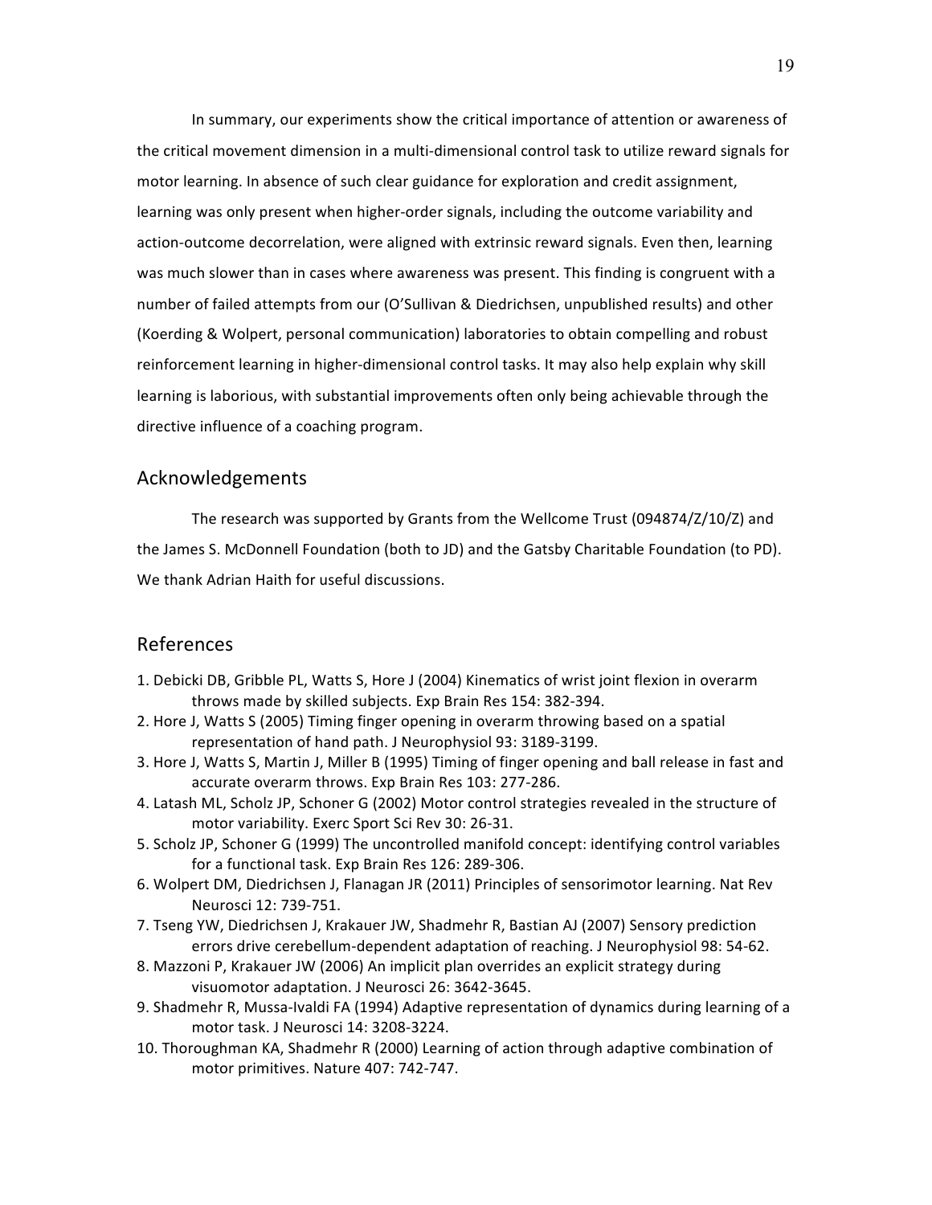In summary, our experiments show the critical importance of attention or awareness of the critical movement dimension in a multi-dimensional control task to utilize reward signals for motor learning. In absence of such clear guidance for exploration and credit assignment, learning was only present when higher-order signals, including the outcome variability and action-outcome decorrelation, were aligned with extrinsic reward signals. Even then, learning was much slower than in cases where awareness was present. This finding is congruent with a number of failed attempts from our (O'Sullivan & Diedrichsen, unpublished results) and other (Koerding & Wolpert, personal communication) laboratories to obtain compelling and robust reinforcement learning in higher-dimensional control tasks. It may also help explain why skill learning is laborious, with substantial improvements often only being achievable through the directive influence of a coaching program.

## Acknowledgements

The research was supported by Grants from the Wellcome Trust (094874/Z/10/Z) and the James S. McDonnell Foundation (both to JD) and the Gatsby Charitable Foundation (to PD). We thank Adrian Haith for useful discussions.

## References

1. Debicki DB, Gribble PL, Watts S, Hore J (2004) Kinematics of wrist joint flexion in overarm throws made by skilled subjects. Exp Brain Res 154: 382-394.
2. Hore J, Watts S (2005) Timing finger opening in overarm throwing based on a spatial representation of hand path. J Neurophysiol 93: 3189-3199.
3. Hore J, Watts S, Martin J, Miller B (1995) Timing of finger opening and ball release in fast and accurate overarm throws. Exp Brain Res 103: 277-286.
4. Latash ML, Scholz JP, Schoner G (2002) Motor control strategies revealed in the structure of motor variability. Exerc Sport Sci Rev 30: 26-31.
5. Scholz JP, Schoner G (1999) The uncontrolled manifold concept: identifying control variables for a functional task. Exp Brain Res 126: 289-306.
6. Wolpert DM, Diedrichsen J, Flanagan JR (2011) Principles of sensorimotor learning. Nat Rev Neurosci 12: 739-751.
7. Tseng YW, Diedrichsen J, Krakauer JW, Shadmehr R, Bastian AJ (2007) Sensory prediction errors drive cerebellum-dependent adaptation of reaching. J Neurophysiol 98: 54-62.
8. Mazzoni P, Krakauer JW (2006) An implicit plan overrides an explicit strategy during visuomotor adaptation. J Neurosci 26: 3642-3645.
9. Shadmehr R, Mussa-Ivaldi FA (1994) Adaptive representation of dynamics during learning of a motor task. J Neurosci 14: 3208-3224.
10. Thoroughman KA, Shadmehr R (2000) Learning of action through adaptive combination of motor primitives. Nature 407: 742-747.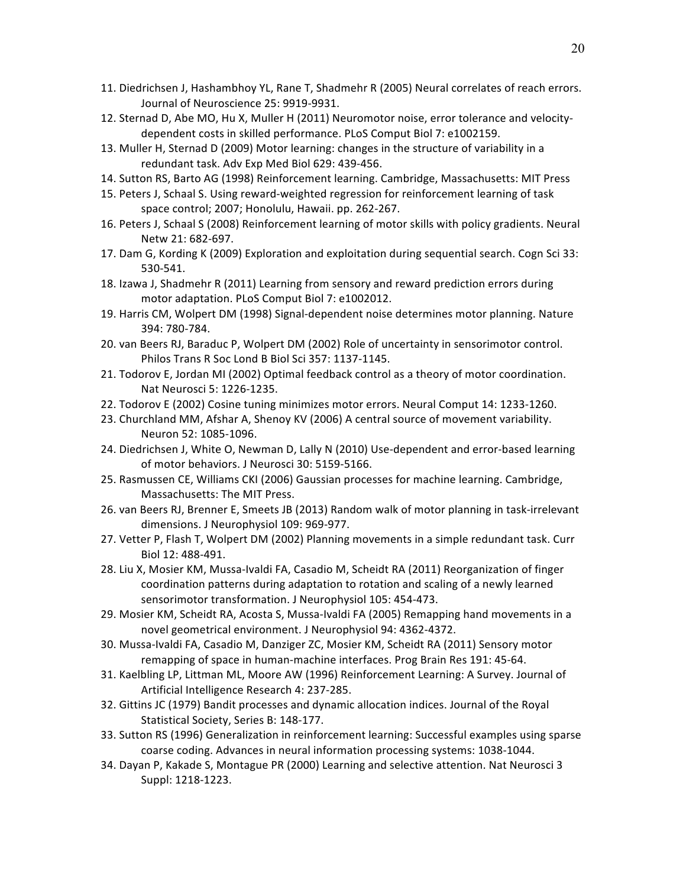11. Diedrichsen J, Hashambhoy YL, Rane T, Shadmehr R (2005) Neural correlates of reach errors. Journal of Neuroscience 25: 9919-9931.
12. Sternad D, Abe MO, Hu X, Muller H (2011) Neuromotor noise, error tolerance and velocity-dependent costs in skilled performance. PLoS Comput Biol 7: e1002159.
13. Muller H, Sternad D (2009) Motor learning: changes in the structure of variability in a redundant task. Adv Exp Med Biol 629: 439-456.
14. Sutton RS, Barto AG (1998) Reinforcement learning. Cambridge, Massachusetts: MIT Press
15. Peters J, Schaal S. Using reward-weighted regression for reinforcement learning of task space control; 2007; Honolulu, Hawaii. pp. 262-267.
16. Peters J, Schaal S (2008) Reinforcement learning of motor skills with policy gradients. Neural Netw 21: 682-697.
17. Dam G, Kording K (2009) Exploration and exploitation during sequential search. Cogn Sci 33: 530-541.
18. Izawa J, Shadmehr R (2011) Learning from sensory and reward prediction errors during motor adaptation. PLoS Comput Biol 7: e1002012.
19. Harris CM, Wolpert DM (1998) Signal-dependent noise determines motor planning. Nature 394: 780-784.
20. van Beers RJ, Baraduc P, Wolpert DM (2002) Role of uncertainty in sensorimotor control. Philos Trans R Soc Lond B Biol Sci 357: 1137-1145.
21. Todorov E, Jordan MI (2002) Optimal feedback control as a theory of motor coordination. Nat Neurosci 5: 1226-1235.
22. Todorov E (2002) Cosine tuning minimizes motor errors. Neural Comput 14: 1233-1260.
23. Churchland MM, Afshar A, Shenoy KV (2006) A central source of movement variability. Neuron 52: 1085-1096.
24. Diedrichsen J, White O, Newman D, Lally N (2010) Use-dependent and error-based learning of motor behaviors. J Neurosci 30: 5159-5166.
25. Rasmussen CE, Williams CKI (2006) Gaussian processes for machine learning. Cambridge, Massachusetts: The MIT Press.
26. van Beers RJ, Brenner E, Smeets JB (2013) Random walk of motor planning in task-irrelevant dimensions. J Neurophysiol 109: 969-977.
27. Vetter P, Flash T, Wolpert DM (2002) Planning movements in a simple redundant task. Curr Biol 12: 488-491.
28. Liu X, Mosier KM, Mussa-Ivaldi FA, Casadio M, Scheidt RA (2011) Reorganization of finger coordination patterns during adaptation to rotation and scaling of a newly learned sensorimotor transformation. J Neurophysiol 105: 454-473.
29. Mosier KM, Scheidt RA, Acosta S, Mussa-Ivaldi FA (2005) Remapping hand movements in a novel geometrical environment. J Neurophysiol 94: 4362-4372.
30. Mussa-Ivaldi FA, Casadio M, Danziger ZC, Mosier KM, Scheidt RA (2011) Sensory motor remapping of space in human-machine interfaces. Prog Brain Res 191: 45-64.
31. Kaelbling LP, Littman ML, Moore AW (1996) Reinforcement Learning: A Survey. Journal of Artificial Intelligence Research 4: 237-285.
32. Gittins JC (1979) Bandit processes and dynamic allocation indices. Journal of the Royal Statistical Society, Series B: 148-177.
33. Sutton RS (1996) Generalization in reinforcement learning: Successful examples using sparse coarse coding. Advances in neural information processing systems: 1038-1044.
34. Dayan P, Kakade S, Montague PR (2000) Learning and selective attention. Nat Neurosci 3 Suppl: 1218-1223.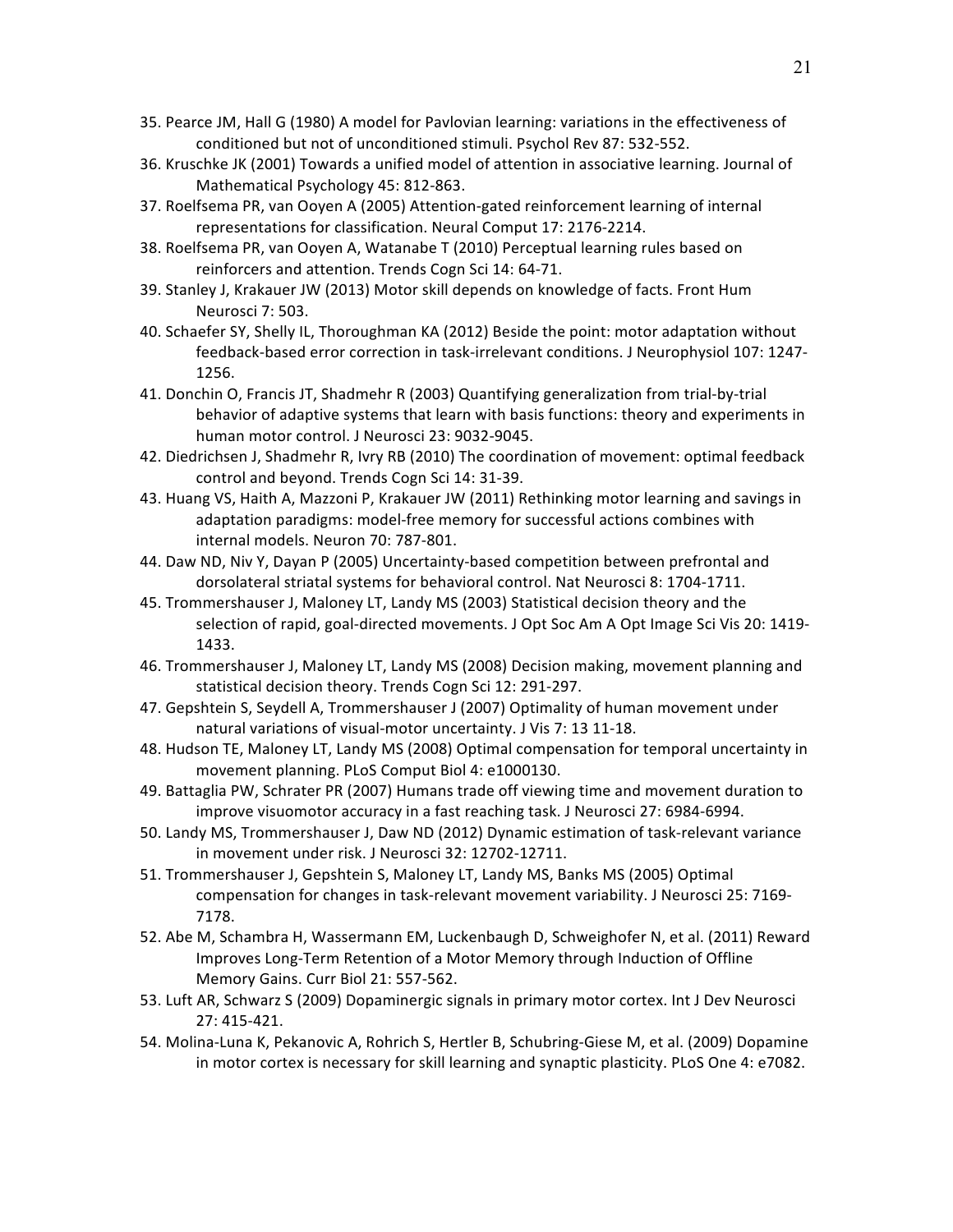35. Pearce JM, Hall G (1980) A model for Pavlovian learning: variations in the effectiveness of conditioned but not of unconditioned stimuli. Psychol Rev 87: 532-552.
36. Kruschke JK (2001) Towards a unified model of attention in associative learning. Journal of Mathematical Psychology 45: 812-863.
37. Roelfsema PR, van Ooyen A (2005) Attention-gated reinforcement learning of internal representations for classification. Neural Comput 17: 2176-2214.
38. Roelfsema PR, van Ooyen A, Watanabe T (2010) Perceptual learning rules based on reinforcers and attention. Trends Cogn Sci 14: 64-71.
39. Stanley J, Krakauer JW (2013) Motor skill depends on knowledge of facts. Front Hum Neurosci 7: 503.
40. Schaefer SY, Shelly IL, Thoroughman KA (2012) Beside the point: motor adaptation without feedback-based error correction in task-irrelevant conditions. J Neurophysiol 107: 1247-1256.
41. Donchin O, Francis JT, Shadmehr R (2003) Quantifying generalization from trial-by-trial behavior of adaptive systems that learn with basis functions: theory and experiments in human motor control. J Neurosci 23: 9032-9045.
42. Diedrichsen J, Shadmehr R, Ivry RB (2010) The coordination of movement: optimal feedback control and beyond. Trends Cogn Sci 14: 31-39.
43. Huang VS, Haith A, Mazzoni P, Krakauer JW (2011) Rethinking motor learning and savings in adaptation paradigms: model-free memory for successful actions combines with internal models. Neuron 70: 787-801.
44. Daw ND, Niv Y, Dayan P (2005) Uncertainty-based competition between prefrontal and dorsolateral striatal systems for behavioral control. Nat Neurosci 8: 1704-1711.
45. Trommershauser J, Maloney LT, Landy MS (2003) Statistical decision theory and the selection of rapid, goal-directed movements. J Opt Soc Am A Opt Image Sci Vis 20: 1419-1433.
46. Trommershauser J, Maloney LT, Landy MS (2008) Decision making, movement planning and statistical decision theory. Trends Cogn Sci 12: 291-297.
47. Gepshtein S, Seydell A, Trommershauser J (2007) Optimality of human movement under natural variations of visual-motor uncertainty. J Vis 7: 13 11-18.
48. Hudson TE, Maloney LT, Landy MS (2008) Optimal compensation for temporal uncertainty in movement planning. PLoS Comput Biol 4: e1000130.
49. Battaglia PW, Schrater PR (2007) Humans trade off viewing time and movement duration to improve visuomotor accuracy in a fast reaching task. J Neurosci 27: 6984-6994.
50. Landy MS, Trommershauser J, Daw ND (2012) Dynamic estimation of task-relevant variance in movement under risk. J Neurosci 32: 12702-12711.
51. Trommershauser J, Gepshtein S, Maloney LT, Landy MS, Banks MS (2005) Optimal compensation for changes in task-relevant movement variability. J Neurosci 25: 7169-7178.
52. Abe M, Schambra H, Wassermann EM, Luckenbaugh D, Schweighofer N, et al. (2011) Reward Improves Long-Term Retention of a Motor Memory through Induction of Offline Memory Gains. Curr Biol 21: 557-562.
53. Luft AR, Schwarz S (2009) Dopaminergic signals in primary motor cortex. Int J Dev Neurosci 27: 415-421.
54. Molina-Luna K, Pekanovic A, Rohrich S, Hertler B, Schubring-Giese M, et al. (2009) Dopamine in motor cortex is necessary for skill learning and synaptic plasticity. PLoS One 4: e7082.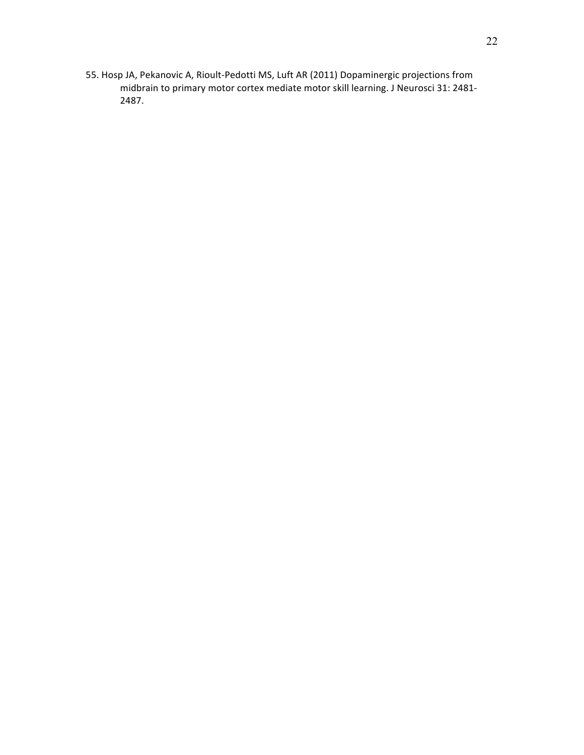55. Hosp JA, Pekanovic A, Rioult-Pedotti MS, Luft AR (2011) Dopaminergic projections from midbrain to primary motor cortex mediate motor skill learning. J Neurosci 31: 2481-2487.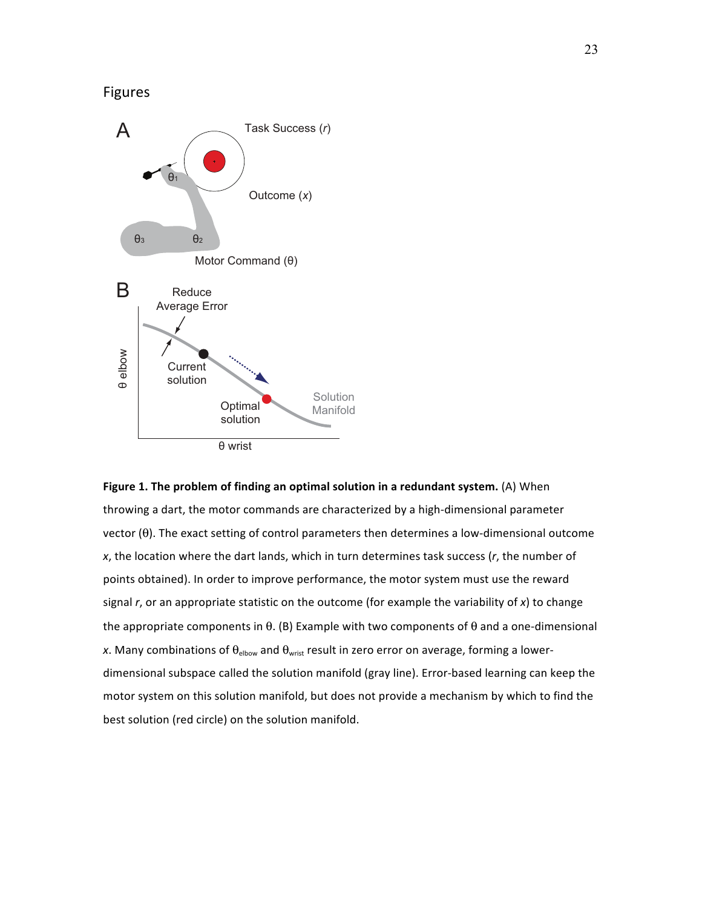## Figures

**Figure 1. The problem of finding an optimal solution in a redundant system.** (A) When throwing a dart, the motor commands are characterized by a high-dimensional parameter vector ($\theta$). The exact setting of control parameters then determines a low-dimensional outcome *x*, the location where the dart lands, which in turn determines task success (*r*, the number of points obtained). In order to improve performance, the motor system must use the reward signal *r*, or an appropriate statistic on the outcome (for example the variability of *x*) to change the appropriate components in $\theta$. (B) Example with two components of $\theta$ and a one-dimensional *x*. Many combinations of $\theta_{elbow}$ and $\theta_{wrist}$ result in zero error on average, forming a lower-dimensional subspace called the solution manifold (gray line). Error-based learning can keep the motor system on this solution manifold, but does not provide a mechanism by which to find the best solution (red circle) on the solution manifold.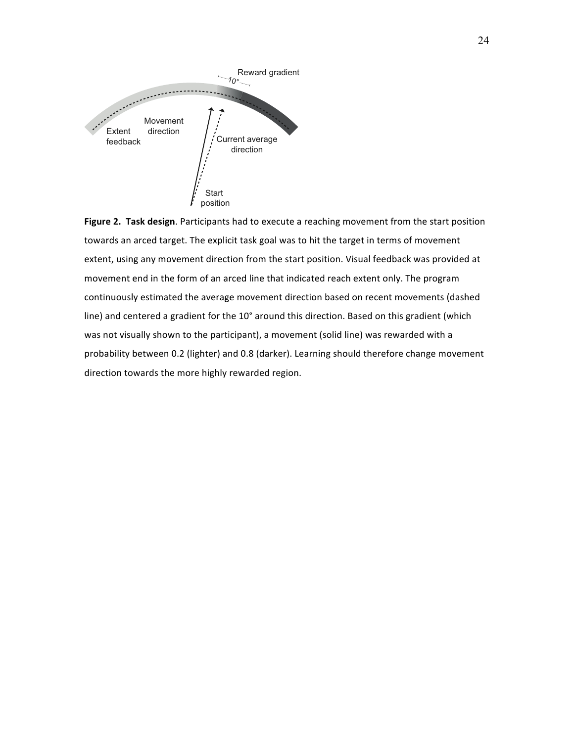**Figure 2. Task design**. Participants had to execute a reaching movement from the start position towards an arced target. The explicit task goal was to hit the target in terms of movement extent, using any movement direction from the start position. Visual feedback was provided at movement end in the form of an arced line that indicated reach extent only. The program continuously estimated the average movement direction based on recent movements (dashed line) and centered a gradient for the 10° around this direction. Based on this gradient (which was not visually shown to the participant), a movement (solid line) was rewarded with a probability between 0.2 (lighter) and 0.8 (darker). Learning should therefore change movement direction towards the more highly rewarded region.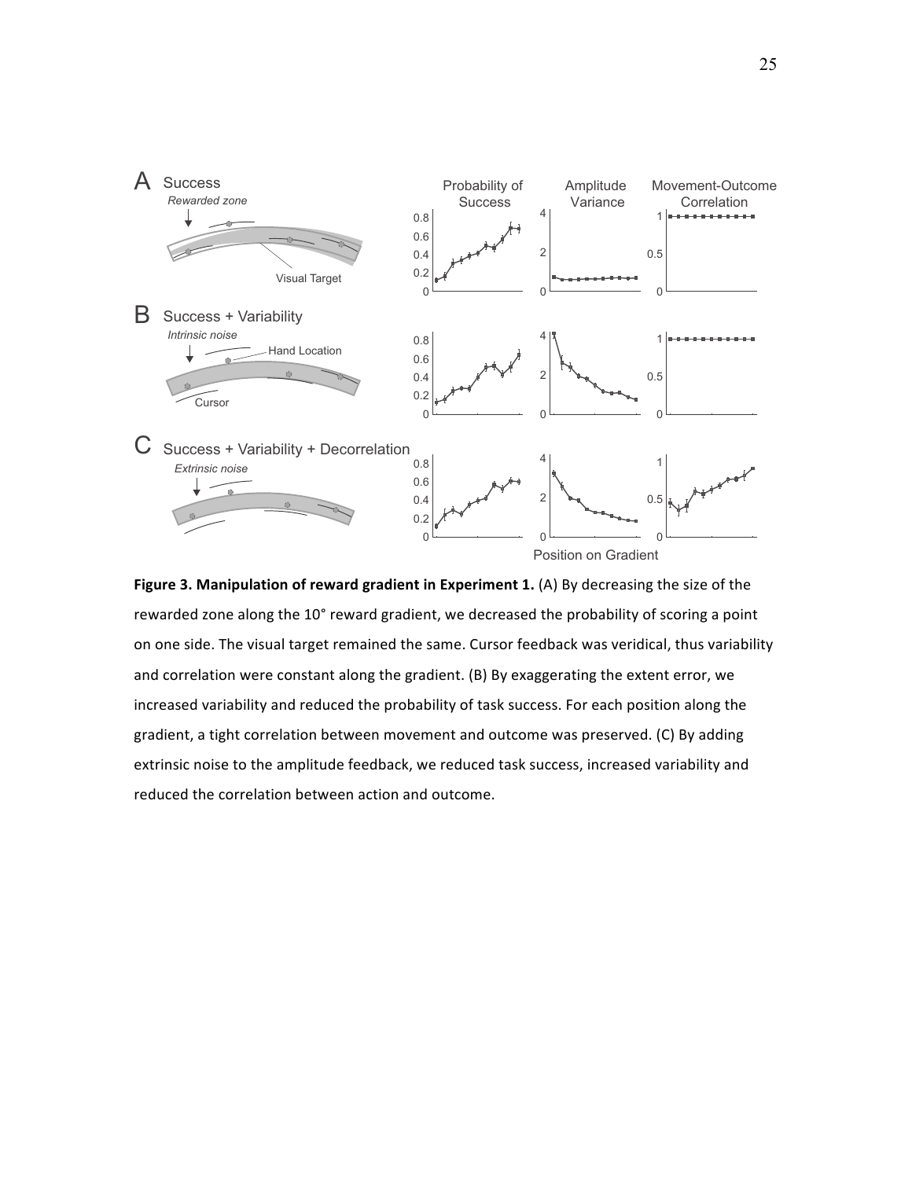**Figure 3. Manipulation of reward gradient in Experiment 1.** (A) By decreasing the size of the rewarded zone along the 10° reward gradient, we decreased the probability of scoring a point on one side. The visual target remained the same. Cursor feedback was veridical, thus variability and correlation were constant along the gradient. (B) By exaggerating the extent error, we increased variability and reduced the probability of task success. For each position along the gradient, a tight correlation between movement and outcome was preserved. (C) By adding extrinsic noise to the amplitude feedback, we reduced task success, increased variability and reduced the correlation between action and outcome.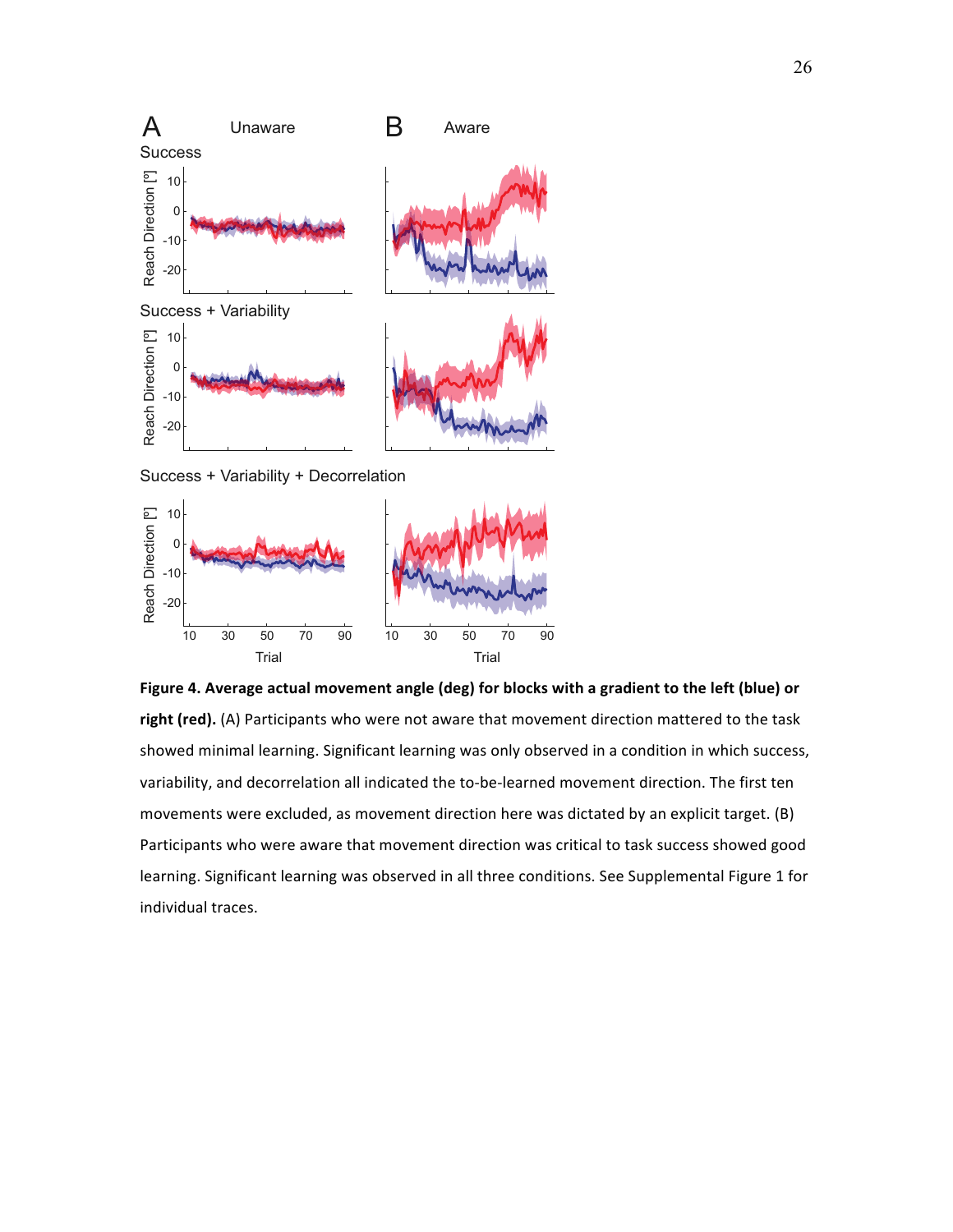**Figure 4. Average actual movement angle (deg) for blocks with a gradient to the left (blue) or right (red).** (A) Participants who were not aware that movement direction mattered to the task showed minimal learning. Significant learning was only observed in a condition in which success, variability, and decorrelation all indicated the to-be-learned movement direction. The first ten movements were excluded, as movement direction here was dictated by an explicit target. (B) Participants who were aware that movement direction was critical to task success showed good learning. Significant learning was observed in all three conditions. See Supplemental Figure 1 for individual traces.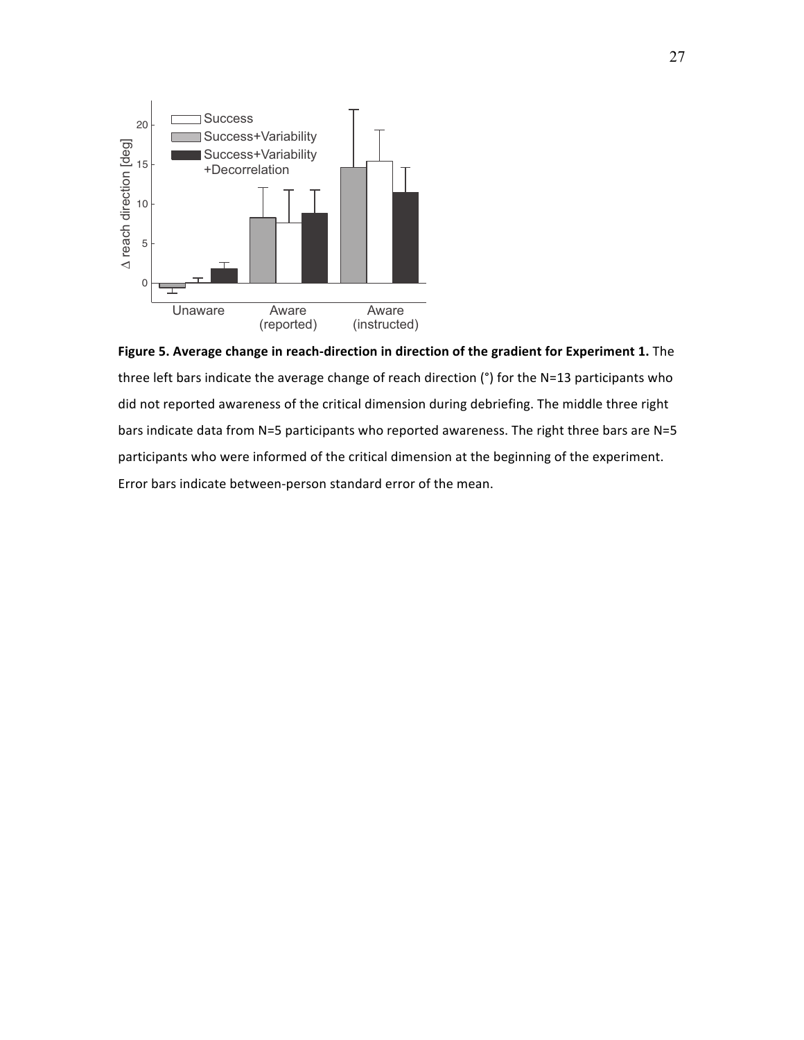**Figure 5. Average change in reach-direction in direction of the gradient for Experiment 1.** The three left bars indicate the average change of reach direction (°) for the N=13 participants who did not reported awareness of the critical dimension during debriefing. The middle three right bars indicate data from N=5 participants who reported awareness. The right three bars are N=5 participants who were informed of the critical dimension at the beginning of the experiment. Error bars indicate between-person standard error of the mean.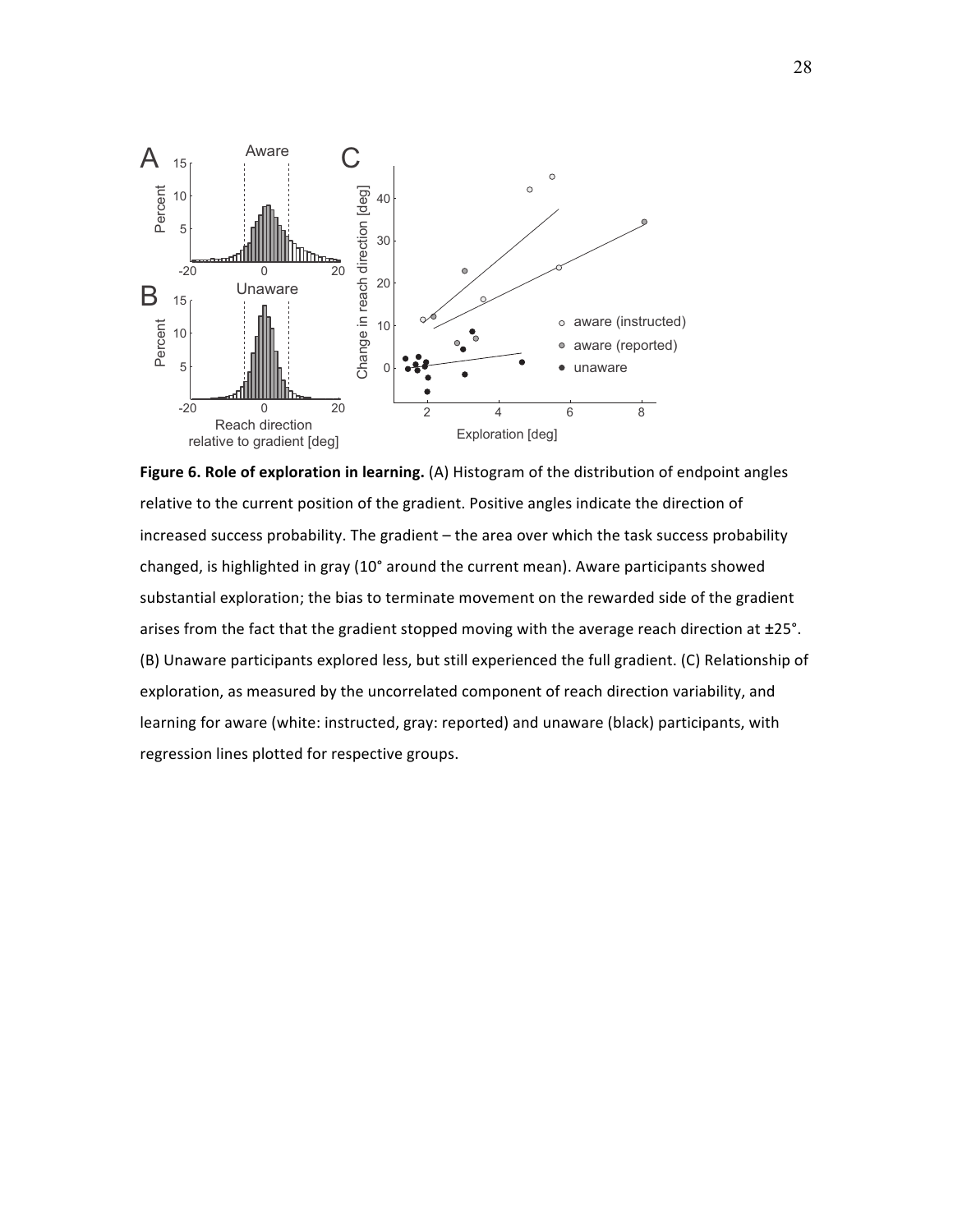**Figure 6. Role of exploration in learning.** (A) Histogram of the distribution of endpoint angles relative to the current position of the gradient. Positive angles indicate the direction of increased success probability. The gradient – the area over which the task success probability changed, is highlighted in gray (10° around the current mean). Aware participants showed substantial exploration; the bias to terminate movement on the rewarded side of the gradient arises from the fact that the gradient stopped moving with the average reach direction at ±25°. (B) Unaware participants explored less, but still experienced the full gradient. (C) Relationship of exploration, as measured by the uncorrelated component of reach direction variability, and learning for aware (white: instructed, gray: reported) and unaware (black) participants, with regression lines plotted for respective groups.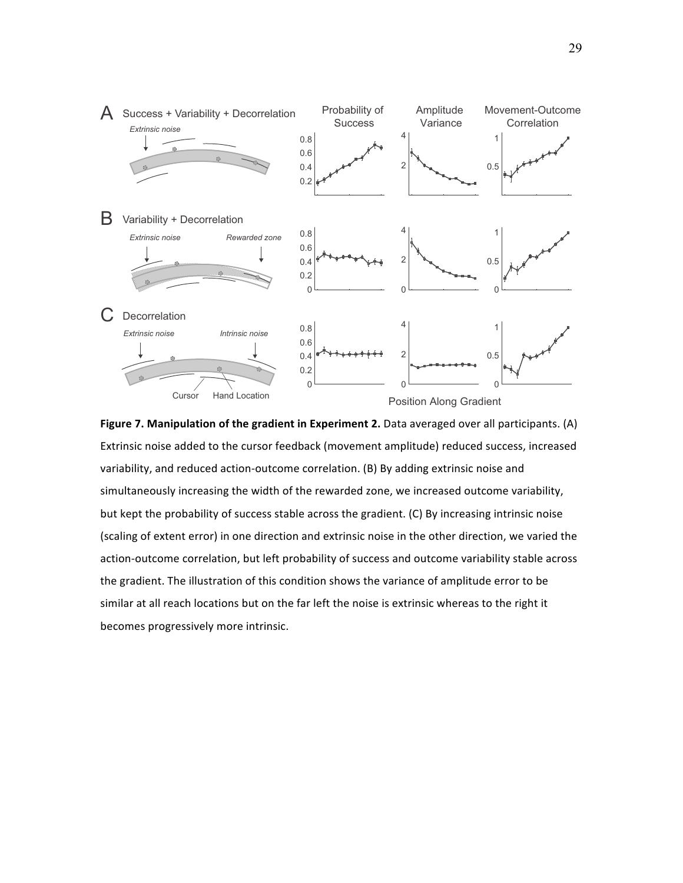**Figure 7. Manipulation of the gradient in Experiment 2.** Data averaged over all participants. (A) Extrinsic noise added to the cursor feedback (movement amplitude) reduced success, increased variability, and reduced action-outcome correlation. (B) By adding extrinsic noise and simultaneously increasing the width of the rewarded zone, we increased outcome variability, but kept the probability of success stable across the gradient. (C) By increasing intrinsic noise (scaling of extent error) in one direction and extrinsic noise in the other direction, we varied the action-outcome correlation, but left probability of success and outcome variability stable across the gradient. The illustration of this condition shows the variance of amplitude error to be similar at all reach locations but on the far left the noise is extrinsic whereas to the right it becomes progressively more intrinsic.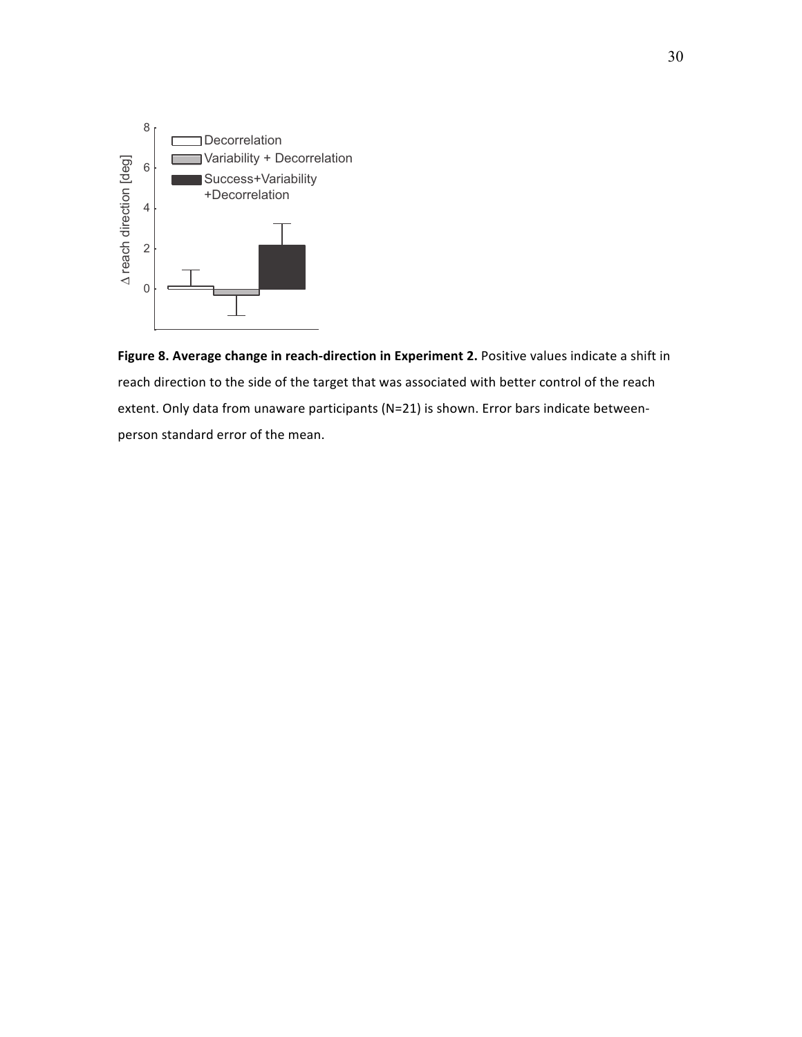**Figure 8. Average change in reach-direction in Experiment 2.** Positive values indicate a shift in reach direction to the side of the target that was associated with better control of the reach extent. Only data from unaware participants (N=21) is shown. Error bars indicate between-person standard error of the mean.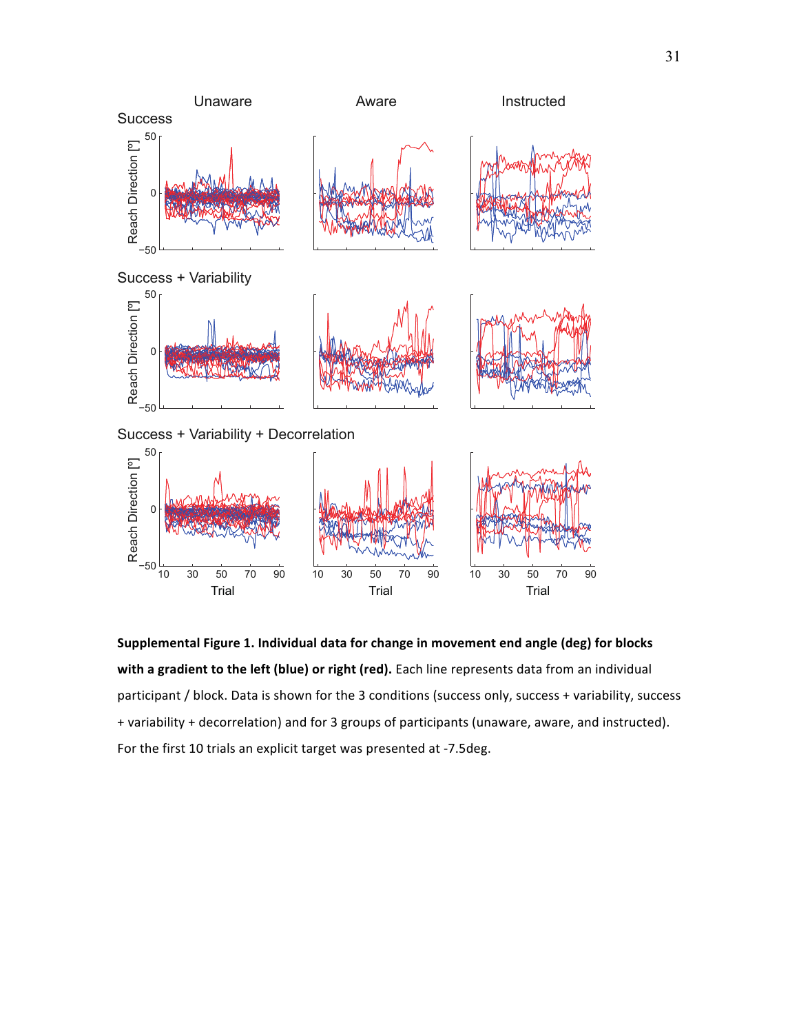Unaware

Aware

Instructed

Success

Reach Direction [º]

50

0

−50

Success + Variability

Reach Direction [º]

50

0

−50

Success + Variability + Decorrelation

Reach Direction [º]

50

0

−50

10 30 50 70 90

Trial

10 30 50 70 90

Trial

10 30 50 70 90

Trial

**Supplemental Figure 1. Individual data for change in movement end angle (deg) for blocks with a gradient to the left (blue) or right (red).** Each line represents data from an individual participant / block. Data is shown for the 3 conditions (success only, success + variability, success + variability + decorrelation) and for 3 groups of participants (unaware, aware, and instructed). For the first 10 trials an explicit target was presented at -7.5deg.